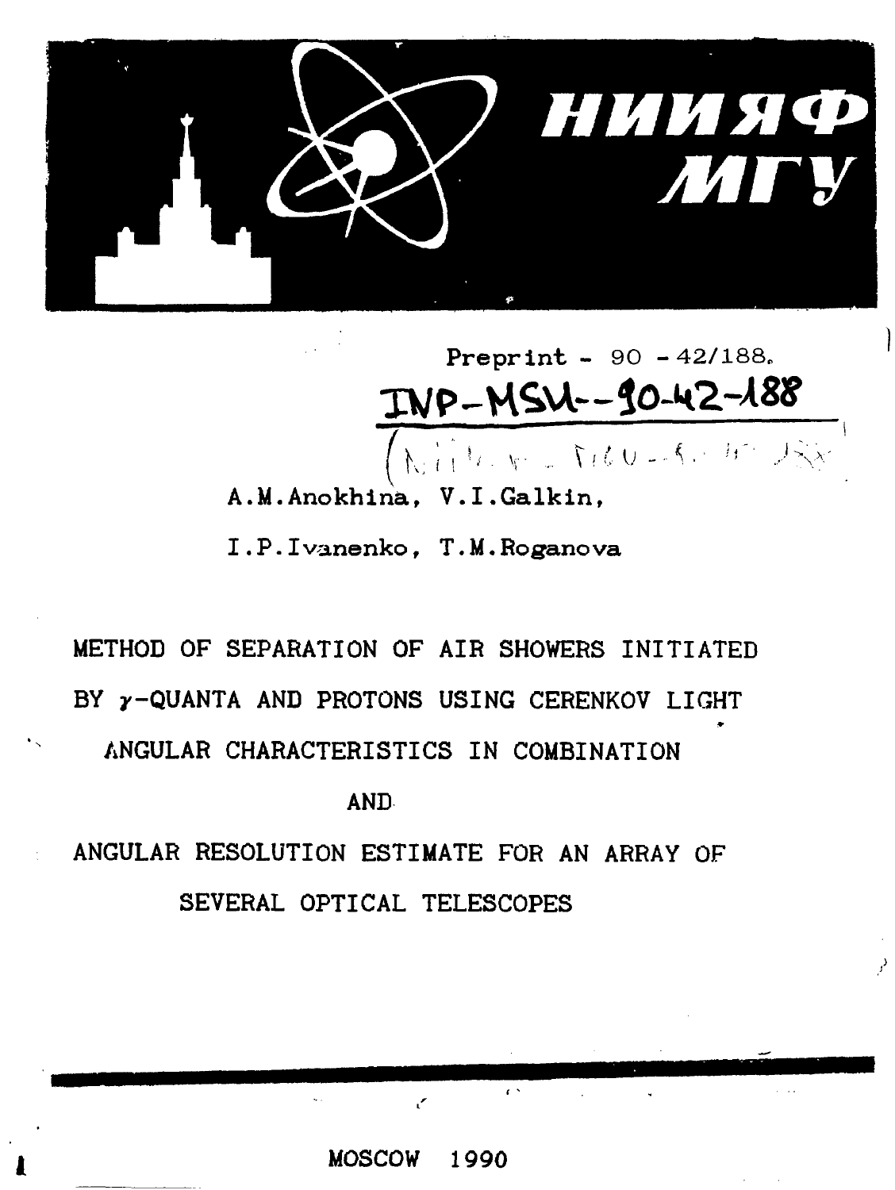НИИЯФ МГУ

Preprint - 90 - 42/188.

INP-MSU--90-42-188

A.M.Anokhina, V.I.Galkin,

I.P.Ivanenko, T.M.Roganova

# METHOD OF SEPARATION OF AIR SHOWERS INITIATED BY $\gamma$-QUANTA AND PROTONS USING CERENKOV LIGHT ANGULAR CHARACTERISTICS IN COMBINATION AND ANGULAR RESOLUTION ESTIMATE FOR AN ARRAY OF SEVERAL OPTICAL TELESCOPES

MOSCOW 1990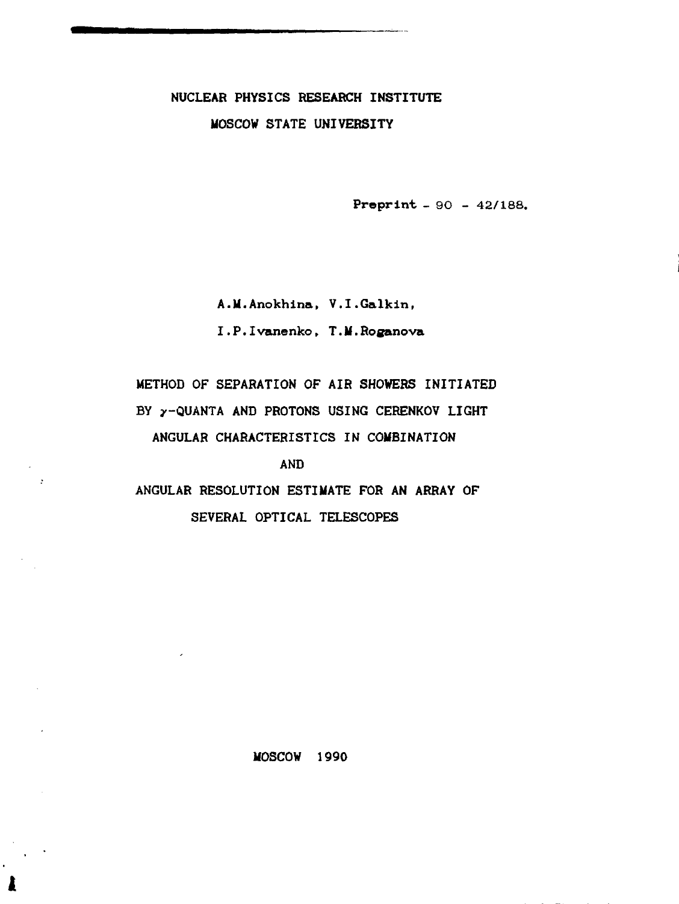NUCLEAR PHYSICS RESEARCH INSTITUTE

MOSCOW STATE UNIVERSITY

**Preprint** - 90 - 42/188.

A.M.Anokhina, V.I.Galkin,

I.P.Ivanenko, T.M.Roganova

# METHOD OF SEPARATION OF AIR SHOWERS INITIATED BY $\gamma$-QUANTA AND PROTONS USING CERENKOV LIGHT ANGULAR CHARACTERISTICS IN COMBINATION AND ANGULAR RESOLUTION ESTIMATE FOR AN ARRAY OF SEVERAL OPTICAL TELESCOPES

MOSCOW 1990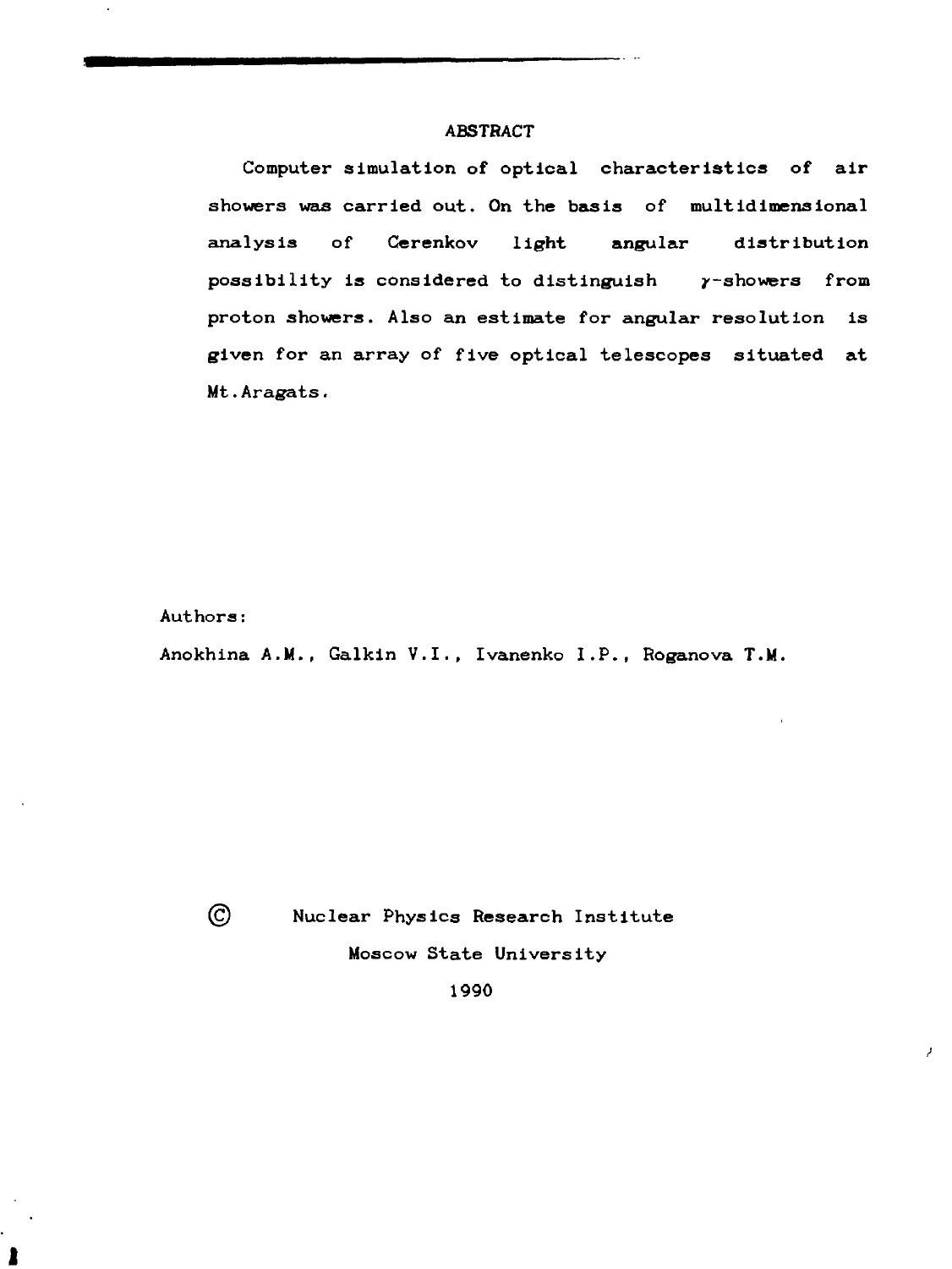## ABSTRACT

Computer simulation of optical characteristics of air showers was carried out. On the basis of multidimensional analysis of Cerenkov light angular distribution possibility is considered to distinguish $\gamma$-showers from proton showers. Also an estimate for angular resolution is given for an array of five optical telescopes situated at Mt.Aragats.

Authors:

Anokhina A.M., Galkin V.I., Ivanenko I.P., Roganova T.M.

© Nuclear Physics Research Institute

Moscow State University

1990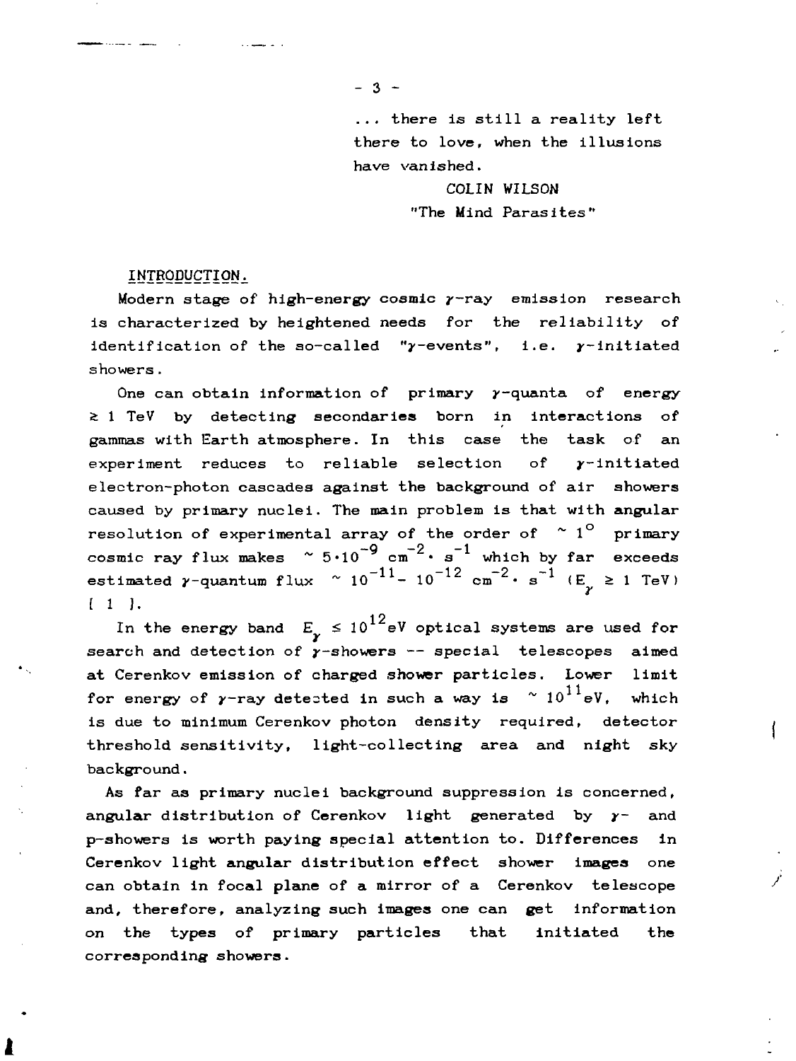... there is still a reality left there to love, when the illusions have vanished.

COLIN WILSON
"The Mind Parasites"

## INTRODUCTION.

Modern stage of high-energy cosmic $\gamma$-ray emission research is characterized by heightened needs for the reliability of identification of the so-called "$\gamma$-events", i.e. $\gamma$-initiated showers.

One can obtain information of primary $\gamma$-quanta of energy $\geq 1$ TeV by detecting secondaries born in interactions of gammas with Earth atmosphere. In this case the task of an experiment reduces to reliable selection of $\gamma$-initiated electron-photon cascades against the background of air showers caused by primary nuclei. The main problem is that with angular resolution of experimental array of the order of $\sim 1^{\circ}$ primary cosmic ray flux makes $\sim 5\cdot 10^{-9}$ $cm^{-2}\cdot s^{-1}$ which by far exceeds estimated $\gamma$-quantum flux $\sim 10^{-11}- 10^{-12}$ $cm^{-2}\cdot s^{-1}$ ($E_{\gamma} \geq 1$ TeV) [ 1 ].

In the energy band $E_{\gamma} \leq 10^{12}$eV optical systems are used for search and detection of $\gamma$-showers -- special telescopes aimed at Cerenkov emission of charged shower particles. Lower limit for energy of $\gamma$-ray detected in such a way is $\sim 10^{11}$eV, which is due to minimum Cerenkov photon density required, detector threshold sensitivity, light-collecting area and night sky background.

As far as primary nuclei background suppression is concerned, angular distribution of Cerenkov light generated by $\gamma$- and p-showers is worth paying special attention to. Differences in Cerenkov light angular distribution effect shower images one can obtain in focal plane of a mirror of a Cerenkov telescope and, therefore, analyzing such images one can get information on the types of primary particles that initiated the corresponding showers.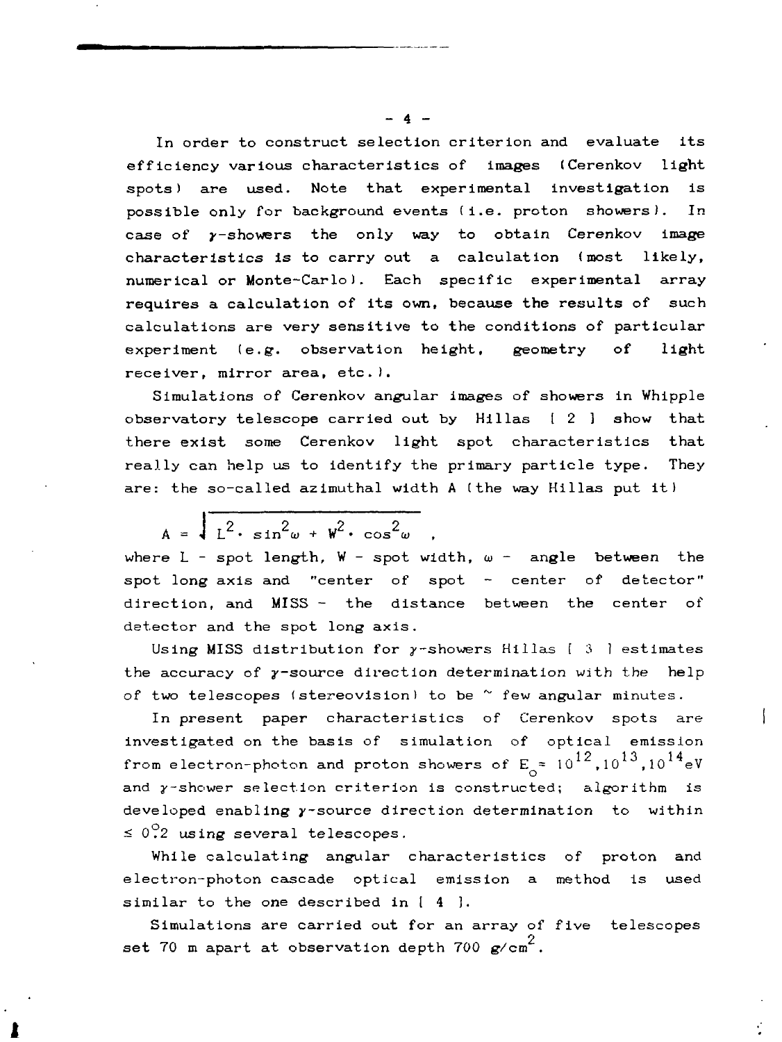In order to construct selection criterion and evaluate its efficiency various characteristics of images (Cerenkov light spots) are used. Note that experimental investigation is possible only for background events (i.e. proton showers). In case of $\gamma$-showers the only way to obtain Cerenkov image characteristics is to carry out a calculation (most likely, numerical or Monte-Carlo). Each specific experimental array requires a calculation of its own, because the results of such calculations are very sensitive to the conditions of particular experiment (e.g. observation height, geometry of light receiver, mirror area, etc.).

Simulations of Cerenkov angular images of showers in Whipple observatory telescope carried out by Hillas [ 2 ] show that there exist some Cerenkov light spot characteristics that really can help us to identify the primary particle type. They are: the so-called azimuthal width A (the way Hillas put it)

$$A = \sqrt{L^2 \cdot \sin^2\omega + W^2 \cdot \cos^2\omega} \quad ,$$

where L - spot length, W - spot width, $\omega$ - angle between the spot long axis and "center of spot - center of detector" direction, and MISS - the distance between the center of detector and the spot long axis.

Using MISS distribution for $\gamma$-showers Hillas [ 3 ] estimates the accuracy of $\gamma$-source direction determination with the help of two telescopes (stereovision) to be ~ few angular minutes.

In present paper characteristics of Cerenkov spots are investigated on the basis of simulation of optical emission from electron-photon and proton showers of $E_o = 10^{12}, 10^{13}, 10^{14}$ eV and $\gamma$-shower selection criterion is constructed; algorithm is developed enabling $\gamma$-source direction determination to within $\leq 0^{\circ}\!.2$ using several telescopes.

While calculating angular characteristics of proton and electron-photon cascade optical emission a method is used similar to the one described in [ 4 ].

Simulations are carried out for an array of five telescopes set 70 m apart at observation depth 700 $g/cm^2$.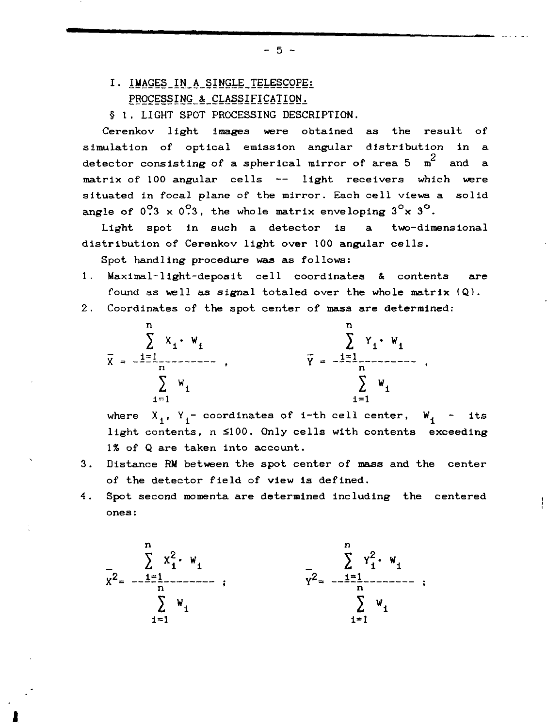# I. IMAGES IN A SINGLE TELESCOPE: PROCESSING & CLASSIFICATION.

## § 1. LIGHT SPOT PROCESSING DESCRIPTION.

Cerenkov light images were obtained as the result of simulation of optical emission angular distribution in a detector consisting of a spherical mirror of area 5 $m^2$ and a matrix of 100 angular cells -- light receivers which were situated in focal plane of the mirror. Each cell views a solid angle of $0^{\circ}\!.3 \times 0^{\circ}\!.3$, the whole matrix enveloping $3^{\circ} \times 3^{\circ}$.

Light spot in such a detector is a two-dimensional distribution of Cerenkov light over 100 angular cells.

Spot handling procedure was as follows:

1. Maximal-light-deposit cell coordinates & contents are found as well as signal totaled over the whole matrix (Q).
2. Coordinates of the spot center of mass are determined:

$$\bar{X} = \frac{\sum_{i=1}^{n} X_i \cdot W_i}{\sum_{i=1}^{n} W_i}, \qquad \bar{Y} = \frac{\sum_{i=1}^{n} Y_i \cdot W_i}{\sum_{i=1}^{n} W_i},$$

   where $X_i$, $Y_i$ - coordinates of i-th cell center, $W_i$ - its light contents, $n \leq 100$. Only cells with contents exceeding 1% of Q are taken into account.

3. Distance RM between the spot center of mass and the center of the detector field of view is defined.
4. Spot second momenta are determined including the centered ones:

$$\overline{X^2} = \frac{\sum_{i=1}^{n} X_i^2 \cdot W_i}{\sum_{i=1}^{n} W_i}; \qquad \overline{Y^2} = \frac{\sum_{i=1}^{n} Y_i^2 \cdot W_i}{\sum_{i=1}^{n} W_i};$$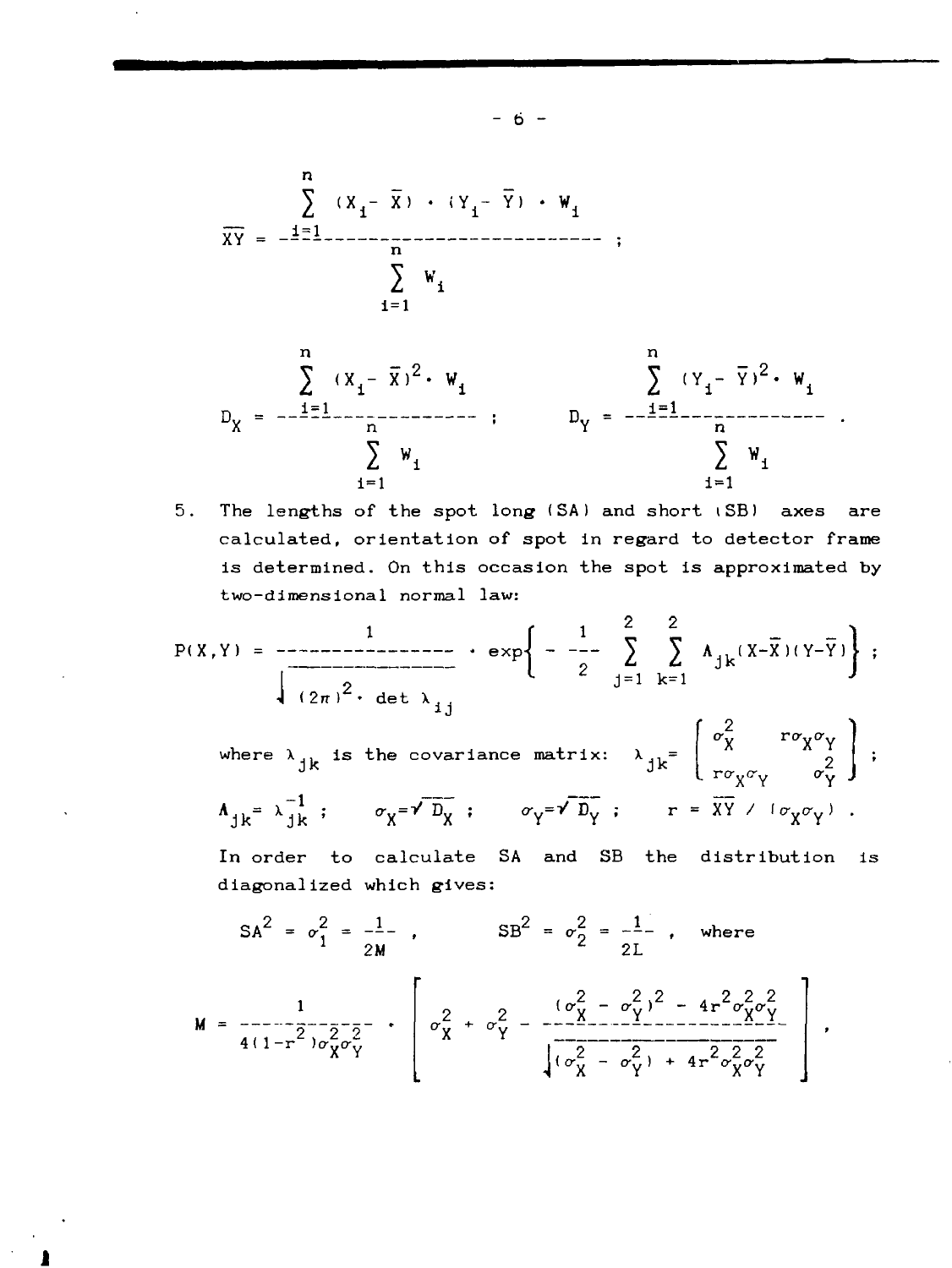$$\overline{XY} = \frac{\sum_{i=1}^{n} (X_i - \overline{X}) \cdot (Y_i - \overline{Y}) \cdot W_i}{\sum_{i=1}^{n} W_i} ;$$

$$D_X = \frac{\sum_{i=1}^{n} (X_i - \overline{X})^2 \cdot W_i}{\sum_{i=1}^{n} W_i} ; \qquad D_Y = \frac{\sum_{i=1}^{n} (Y_i - \overline{Y})^2 \cdot W_i}{\sum_{i=1}^{n} W_i} .$$

5. The lengths of the spot long (SA) and short (SB) axes are calculated, orientation of spot in regard to detector frame is determined. On this occasion the spot is approximated by two-dimensional normal law:

$$P(X,Y) = \frac{1}{\sqrt{(2\pi)^2 \cdot \det \lambda_{ij}}} \cdot \exp\left\{ -\frac{1}{2} \sum_{j=1}^{2} \sum_{k=1}^{2} \Lambda_{jk}(X-\overline{X})(Y-\overline{Y}) \right\} ;$$

where $\lambda_{jk}$ is the covariance matrix: $\lambda_{jk} = \begin{pmatrix} \sigma_X^2 & r\sigma_X\sigma_Y \\ r\sigma_X\sigma_Y & \sigma_Y^2 \end{pmatrix}$ ;

$\Lambda_{jk} = \lambda_{jk}^{-1}$ ; $\quad \sigma_X = \sqrt{D_X}$ ; $\quad \sigma_Y = \sqrt{D_Y}$ ; $\quad r = \overline{XY} / (\sigma_X\sigma_Y)$ .

In order to calculate SA and SB the distribution is diagonalized which gives:

$$SA^2 = \sigma_1^2 = \frac{1}{2M} , \qquad SB^2 = \sigma_2^2 = \frac{1}{2L} , \quad \text{where}$$

$$M = \frac{1}{4(1-r^2)\sigma_X^2\sigma_Y^2} \cdot \left[ \sigma_X^2 + \sigma_Y^2 - \frac{(\sigma_X^2 - \sigma_Y^2)^2 - 4r^2\sigma_X^2\sigma_Y^2}{\sqrt{(\sigma_X^2 - \sigma_Y^2) + 4r^2\sigma_X^2\sigma_Y^2}} \right] ,$$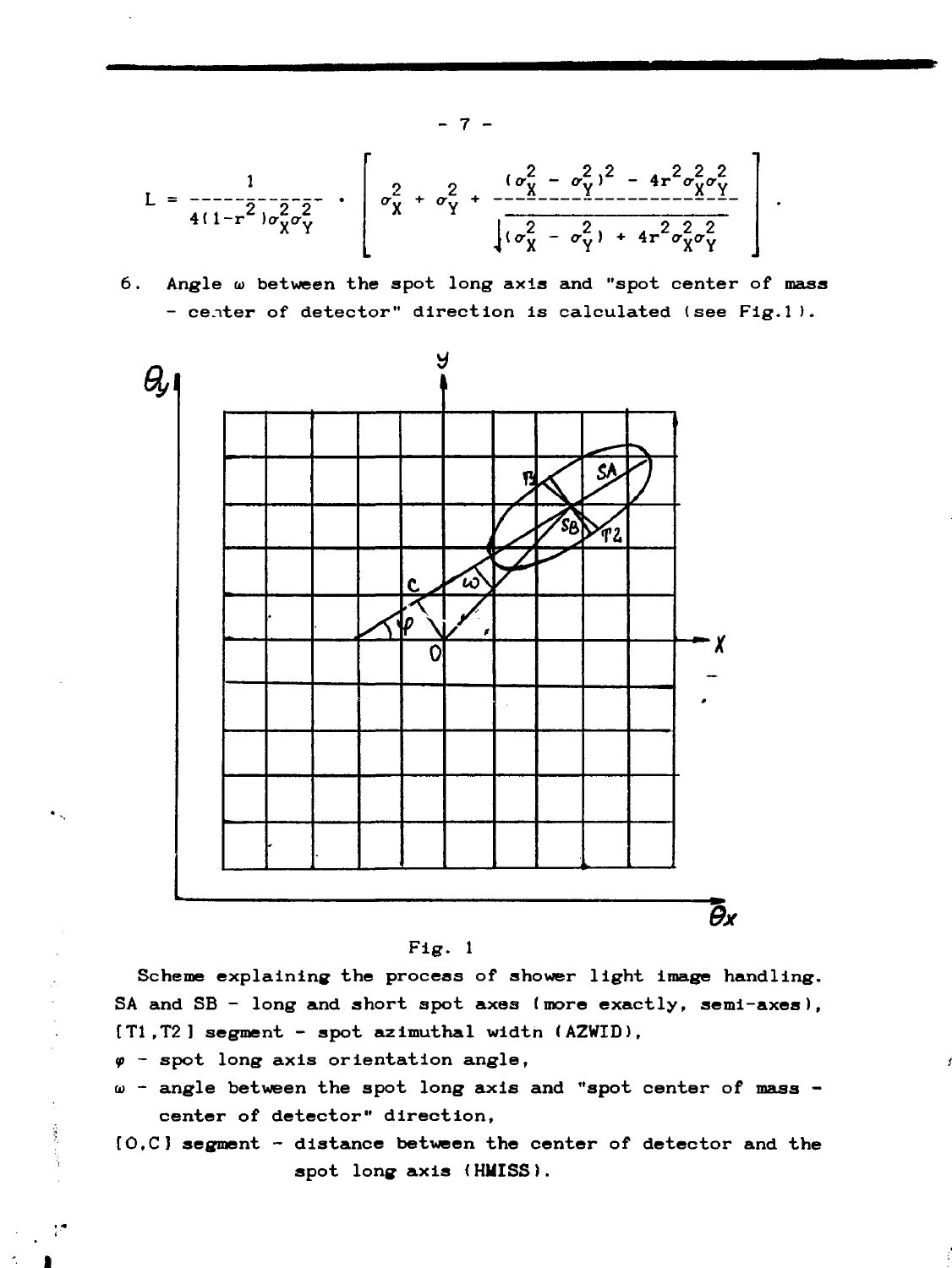$$L = \frac{1}{4(1-r^2)\sigma_X^2\sigma_Y^2} \cdot \left[ \sigma_X^2 + \sigma_Y^2 + \frac{(\sigma_X^2 - \sigma_Y^2)^2 - 4r^2\sigma_X^2\sigma_Y^2}{\sqrt{(\sigma_X^2 - \sigma_Y^2) + 4r^2\sigma_X^2\sigma_Y^2}} \right].$$

6. Angle $\omega$ between the spot long axis and "spot center of mass - center of detector" direction is calculated (see Fig.1).

Fig. 1

Scheme explaining the process of shower light image handling. SA and SB - long and short spot axes (more exactly, semi-axes), [T1,T2] segment - spot azimuthal width (AZWID),

$\varphi$ - spot long axis orientation angle,

$\omega$ - angle between the spot long axis and "spot center of mass - center of detector" direction,

[O,C] segment - distance between the center of detector and the spot long axis (HMISS).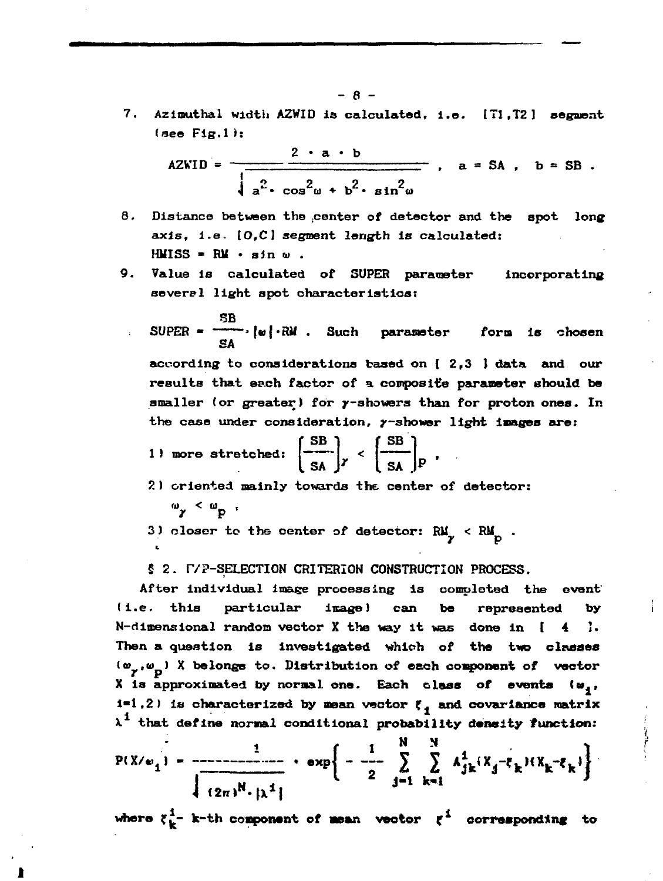7. Azimuthal width AZWID is calculated, i.e. [T1,T2] segment (see Fig.1):

$$AZWID = \frac{2 \cdot a \cdot b}{\sqrt{a^2 \cdot \cos^2\omega + b^2 \cdot \sin^2\omega}}, \quad a = SA, \quad b = SB .$$

8. Distance between the center of detector and the spot long axis, i.e. [O,C] segment length is calculated: $HMISS = RM \cdot \sin\omega$ .
9. Value is calculated of SUPER parameter incorporating several light spot characteristics:

   $SUPER = \frac{SB}{SA} \cdot |\omega| \cdot RM$ . Such parameter form is chosen according to considerations based on [ 2,3 ] data and our results that each factor of a composite parameter should be smaller (or greater) for $\gamma$-showers than for proton ones. In the case under consideration, $\gamma$-shower light images are:

   1) more stretched: $\left(\frac{SB}{SA}\right)_\gamma < \left(\frac{SB}{SA}\right)_p$ ,
   2) oriented mainly towards the center of detector: $\omega_\gamma < \omega_p$ ,
   3) closer to the center of detector: $RM_\gamma < RM_p$ .

## § 2. Γ/P-SELECTION CRITERION CONSTRUCTION PROCESS.

After individual image processing is completed the event (i.e. this particular image) can be represented by N-dimensional random vector X the way it was done in [ 4 ]. Then a question is investigated which of the two classes $(\omega_\gamma, \omega_p)$ X belongs to. Distribution of each component of vector X is approximated by normal one. Each class of events $(\omega_i$, $i=1,2)$ is characterized by mean vector $\xi_i$ and covariance matrix $\lambda^i$ that define normal conditional probability density function:

$$P(X/\omega_i) = \frac{1}{\sqrt{(2\pi)^N \cdot |\lambda^i|}} \cdot \exp\left\{ -\frac{1}{2} \sum_{j=1}^{N} \sum_{k=1}^{N} A^i_{jk}(X_j-\xi_k)(X_k-\xi_k) \right\}$$

where $\xi^i_k$ - k-th component of mean vector $\xi^i$ corresponding to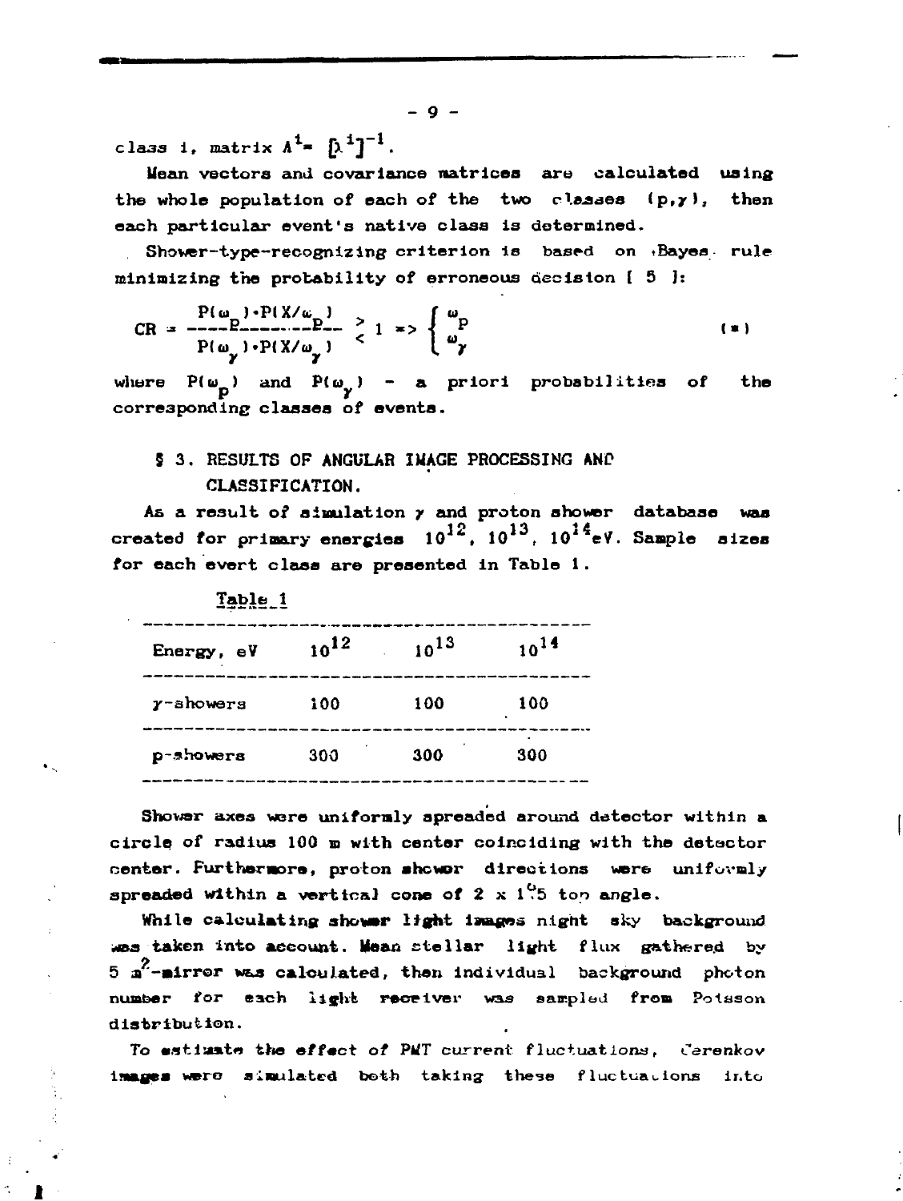class i, matrix $A^i = [\lambda^i]^{-1}$.

Mean vectors and covariance matrices are calculated using the whole population of each of the two classes $(p, \gamma)$, then each particular event's native class is determined.

Shower-type-recognizing criterion is based on Bayes rule minimizing the probability of erroneous decision [ 5 ]:

$$CR = \frac{P(\omega_p) \cdot P(X/\omega_p)}{P(\omega_\gamma) \cdot P(X/\omega_\gamma)} \gtrless 1 \Rightarrow \begin{cases} \omega_p \\ \omega_\gamma \end{cases} \qquad (*)$$

where $P(\omega_p)$ and $P(\omega_\gamma)$ - a priori probabilities of the corresponding classes of events.

## § 3. RESULTS OF ANGULAR IMAGE PROCESSING AND CLASSIFICATION.

As a result of simulation $\gamma$ and proton shower database was created for primary energies $10^{12}$, $10^{13}$, $10^{14}$ eV. Sample sizes for each evert class are presented in Table 1.

Table 1

| Energy, eV | $10^{12}$ | $10^{13}$ | $10^{14}$ |
|---|---|---|---|
| $\gamma$-showers | 100 | 100 | 100 |
| p-showers | 300 | 300 | 300 |

Shower axes were uniformly spreaded around detector within a circle of radius 100 m with center coinciding with the detector center. Furthermore, proton shower directions were uniformly spreaded within a vertical cone of 2 x 1°.5 top angle.

While calculating shower light images night sky background was taken into account. Mean stellar light flux gathered by 5 $m^2$-mirror was calculated, then individual background photon number for each light receiver was sampled from Poisson distribution.

To estimate the effect of PMT current fluctuations, Čerenkov images were simulated both taking these fluctuations into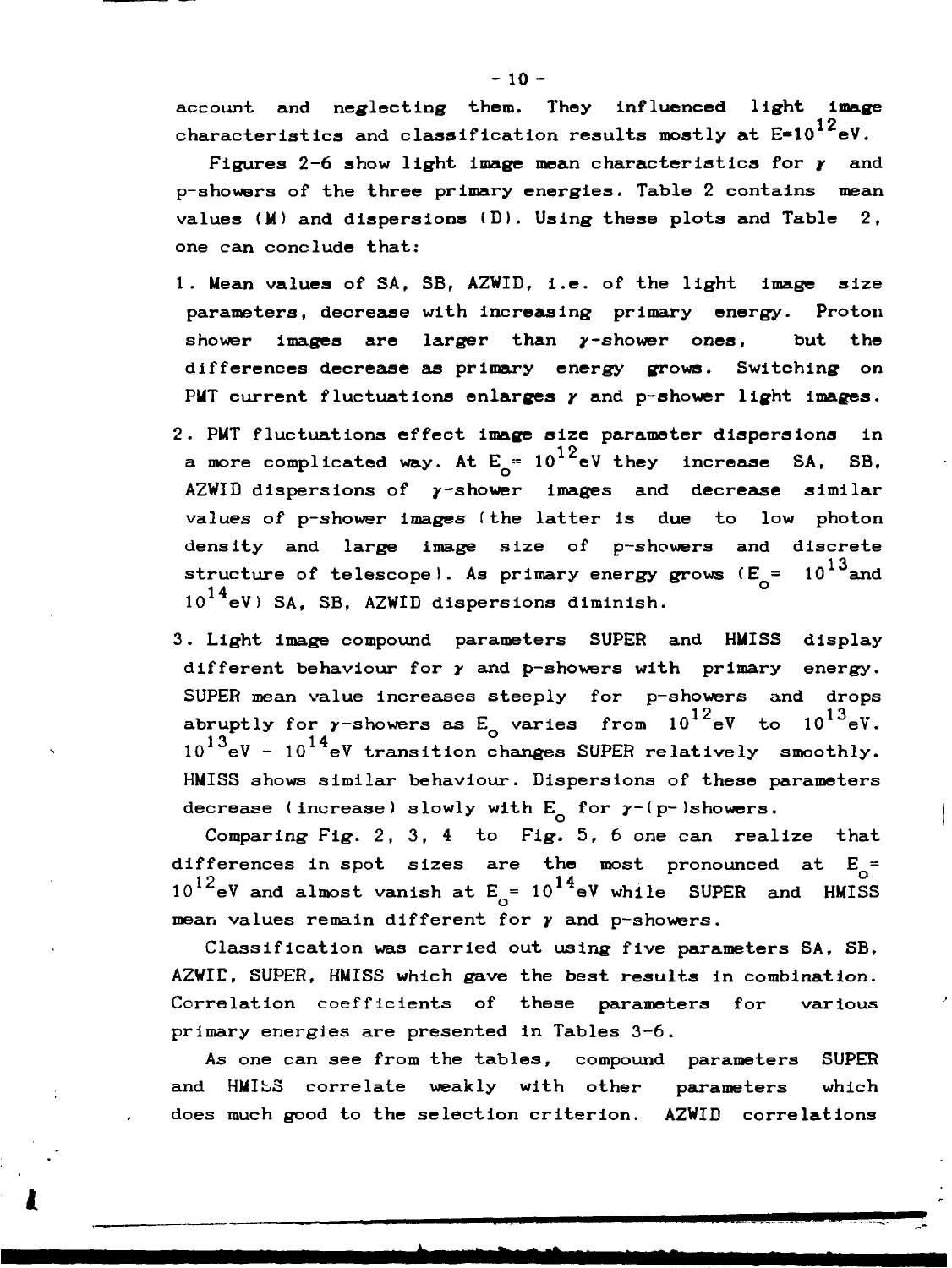account and neglecting them. They influenced light image characteristics and classification results mostly at $E=10^{12}$eV.

Figures 2-6 show light image mean characteristics for $\gamma$ and p-showers of the three primary energies. Table 2 contains mean values (M) and dispersions (D). Using these plots and Table 2, one can conclude that:

1. Mean values of SA, SB, AZWID, i.e. of the light image size parameters, decrease with increasing primary energy. Proton shower images are larger than $\gamma$-shower ones, but the differences decrease as primary energy grows. Switching on PMT current fluctuations enlarges $\gamma$ and p-shower light images.
2. PMT fluctuations effect image size parameter dispersions in a more complicated way. At $E_o = 10^{12}$eV they increase SA, SB, AZWID dispersions of $\gamma$-shower images and decrease similar values of p-shower images (the latter is due to low photon density and large image size of p-showers and discrete structure of telescope). As primary energy grows ($E_o = 10^{13}$ and $10^{14}$eV) SA, SB, AZWID dispersions diminish.
3. Light image compound parameters SUPER and HMISS display different behaviour for $\gamma$ and p-showers with primary energy. SUPER mean value increases steeply for p-showers and drops abruptly for $\gamma$-showers as $E_o$ varies from $10^{12}$eV to $10^{13}$eV. $10^{13}$eV - $10^{14}$eV transition changes SUPER relatively smoothly. HMISS shows similar behaviour. Dispersions of these parameters decrease (increase) slowly with $E_o$ for $\gamma$-(p-)showers.

Comparing Fig. 2, 3, 4 to Fig. 5, 6 one can realize that differences in spot sizes are the most pronounced at $E_o = 10^{12}$eV and almost vanish at $E_o = 10^{14}$eV while SUPER and HMISS mean values remain different for $\gamma$ and p-showers.

Classification was carried out using five parameters SA, SB, AZWID, SUPER, HMISS which gave the best results in combination. Correlation coefficients of these parameters for various primary energies are presented in Tables 3-6.

As one can see from the tables, compound parameters SUPER and HMISS correlate weakly with other parameters which does much good to the selection criterion. AZWID correlations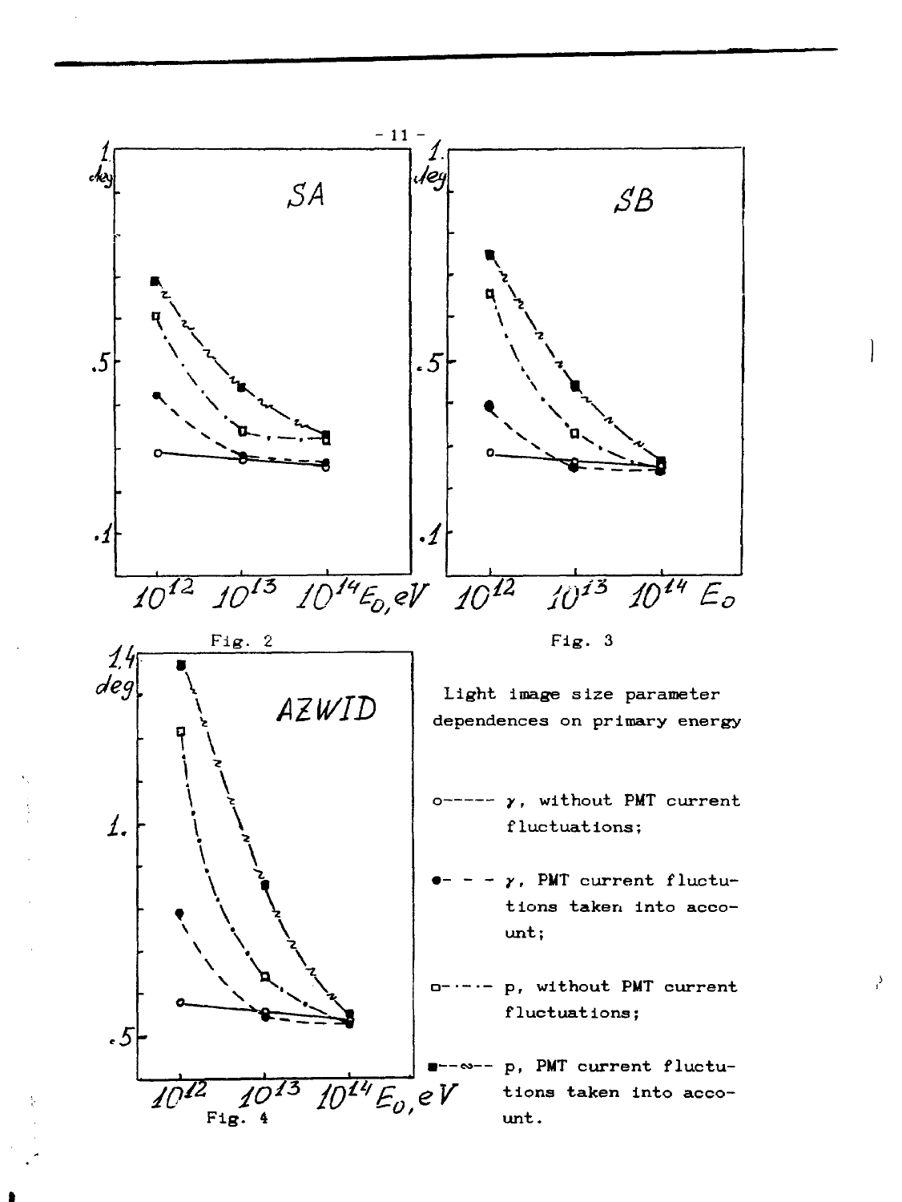Fig. 2

Fig. 3

Fig. 4

Light image size parameter dependences on primary energy

o------ $\gamma$, without PMT current fluctuations;

●- - - $\gamma$, PMT current fluctutions taken into account;

□-·-·- p, without PMT current fluctuations;

■--∾-- p, PMT current fluctutions taken into account.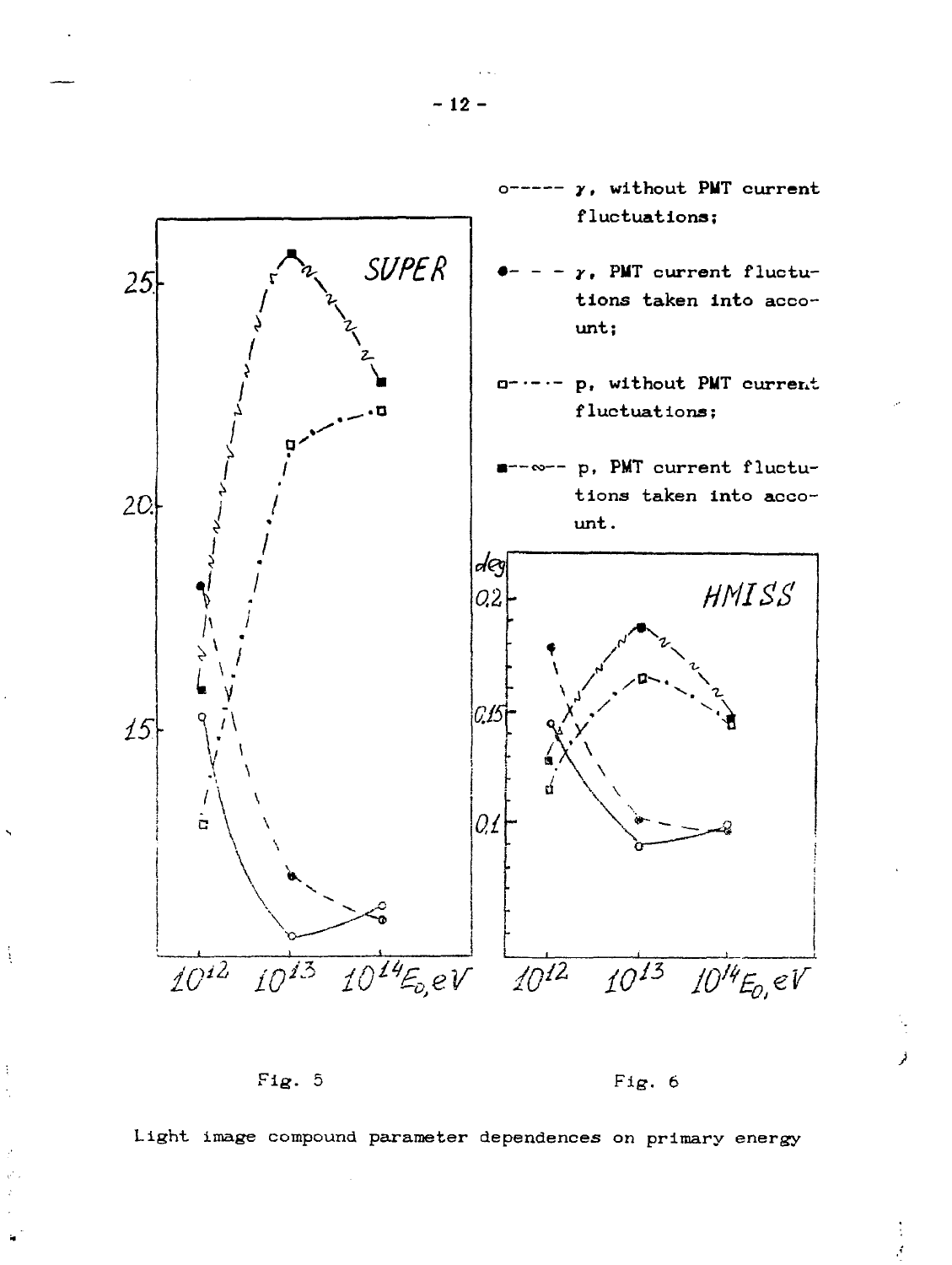o------ $\gamma$, without PMT current fluctuations;

●- - - $\gamma$, PMT current fluctuations taken into account;

□-·-·- p, without PMT current fluctuations;

■--∾-- p, PMT current fluctuations taken into account.

SUPER

HMISS

Fig. 5

Fig. 6

Light image compound parameter dependences on primary energy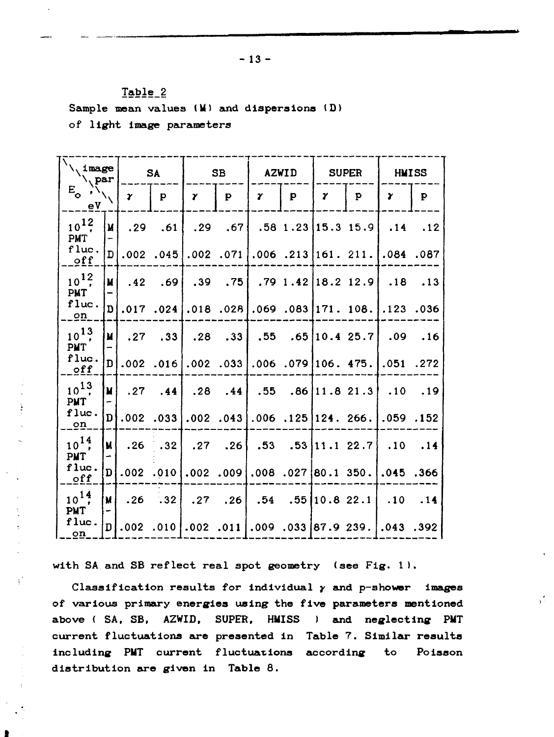Table 2

Sample mean values (M) and dispersions (D) of light image parameters

| image par / $E_o$, eV | | SA | | SB | | AZWID | | SUPER | | HMISS | |
|---|---|---|---|---|---|---|---|---|---|---|---|
| | | $\gamma$ | p | $\gamma$ | p | $\gamma$ | p | $\gamma$ | p | $\gamma$ | p |
| $10^{12}$, PMT fluc. off | M | .29 | .61 | .29 | .67 | .58 | 1.23 | 15.3 | 15.9 | .14 | .12 |
| | D | .002 | .045 | .002 | .071 | .006 | .213 | 161. | 211. | .084 | .087 |
| $10^{12}$, PMT fluc. on | M | .42 | .69 | .39 | .75 | .79 | 1.42 | 18.2 | 12.9 | .18 | .13 |
| | D | .017 | .024 | .018 | .028 | .069 | .083 | 171. | 108. | .123 | .036 |
| $10^{13}$, PMT fluc. off | M | .27 | .33 | .28 | .33 | .55 | .65 | 10.4 | 25.7 | .09 | .16 |
| | D | .002 | .016 | .002 | .033 | .006 | .079 | 106. | 475. | .051 | .272 |
| $10^{13}$, PMT fluc. on | M | .27 | .44 | .28 | .44 | .55 | .86 | 11.8 | 21.3 | .10 | .19 |
| | D | .002 | .033 | .002 | .043 | .006 | .125 | 124. | 266. | .059 | .152 |
| $10^{14}$, PMT fluc. off | M | .26 | .32 | .27 | .26 | .53 | .53 | 11.1 | 22.7 | .10 | .14 |
| | D | .002 | .010 | .002 | .009 | .008 | .027 | 80.1 | 350. | .045 | .366 |
| $10^{14}$, PMT fluc. on | M | .26 | .32 | .27 | .26 | .54 | .55 | 10.8 | 22.1 | .10 | .14 |
| | D | .002 | .010 | .002 | .011 | .009 | .033 | 87.9 | 239. | .043 | .392 |

with SA and SB reflect real spot geometry (see Fig. 1).

Classification results for individual $\gamma$ and p-shower images of various primary energies using the five parameters mentioned above ( SA, SB, AZWID, SUPER, HMISS ) and neglecting PMT current fluctuations are presented in Table 7. Similar results including PMT current fluctuations according to Poisson distribution are given in Table 8.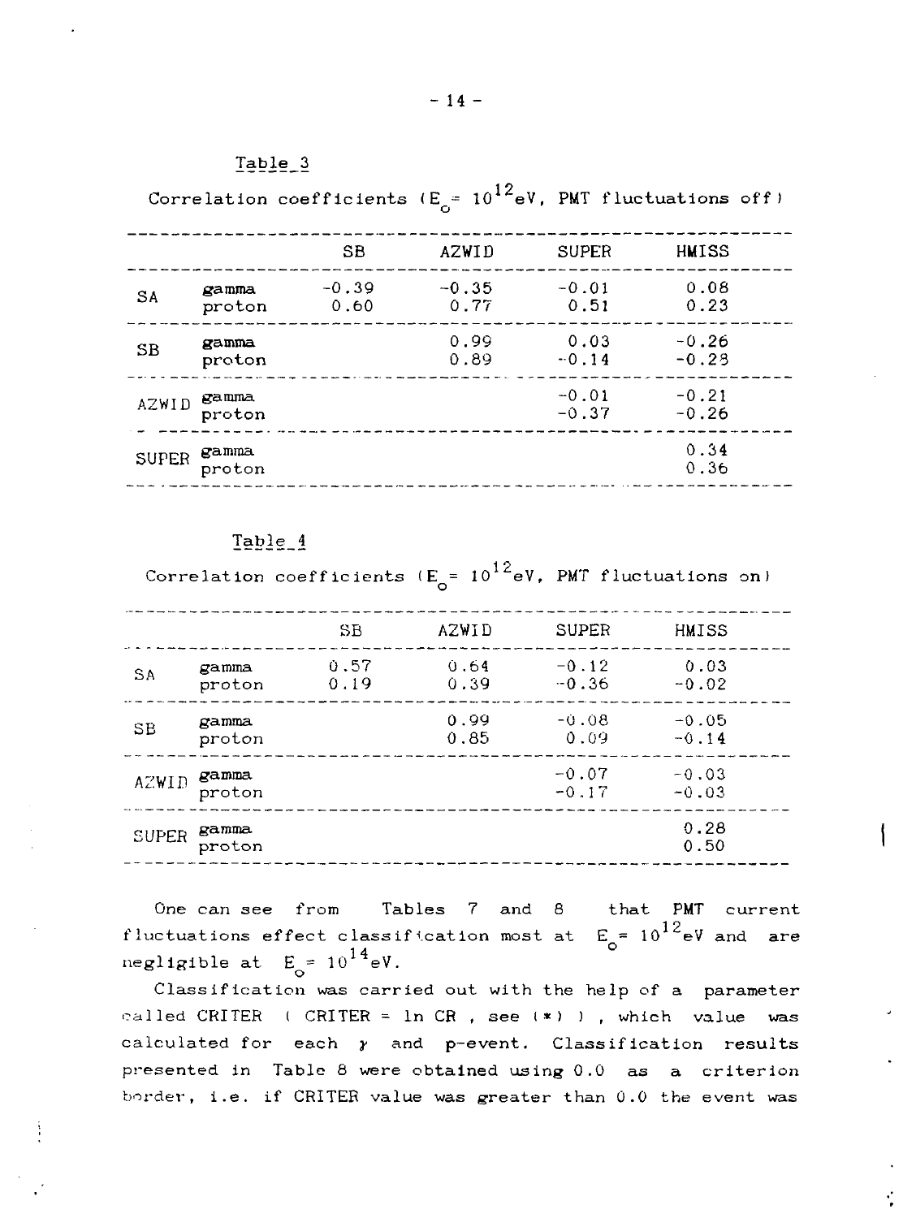Table 3

Correlation coefficients ($E_o = 10^{12}$eV, PMT fluctuations off)

| | | SB | AZWID | SUPER | HMISS |
|---|---|---|---|---|---|
| SA | gamma | -0.39 | -0.35 | -0.01 | 0.08 |
| | proton | 0.60 | 0.77 | 0.51 | 0.23 |
| SB | gamma | | 0.99 | 0.03 | -0.26 |
| | proton | | 0.89 | -0.14 | -0.28 |
| AZWID | gamma | | | -0.01 | -0.21 |
| | proton | | | -0.37 | -0.26 |
| SUPER | gamma | | | | 0.34 |
| | proton | | | | 0.36 |

Table 4

Correlation coefficients ($E_o = 10^{12}$eV, PMT fluctuations on)

| | | SB | AZWID | SUPER | HMISS |
|---|---|---|---|---|---|
| SA | gamma | 0.57 | 0.64 | -0.12 | 0.03 |
| | proton | 0.19 | 0.39 | -0.36 | -0.02 |
| SB | gamma | | 0.99 | -0.08 | -0.05 |
| | proton | | 0.85 | 0.09 | -0.14 |
| AZWID | gamma | | | -0.07 | -0.03 |
| | proton | | | -0.17 | -0.03 |
| SUPER | gamma | | | | 0.28 |
| | proton | | | | 0.50 |

One can see from Tables 7 and 8 that PMT current fluctuations effect classification most at $E_o = 10^{12}$eV and are negligible at $E_o = 10^{14}$eV.

Classification was carried out with the help of a parameter called CRITER ( CRITER = ln CR , see (*) ) , which value was calculated for each $\gamma$ and p-event. Classification results presented in Table 8 were obtained using 0.0 as a criterion border, i.e. if CRITER value was greater than 0.0 the event was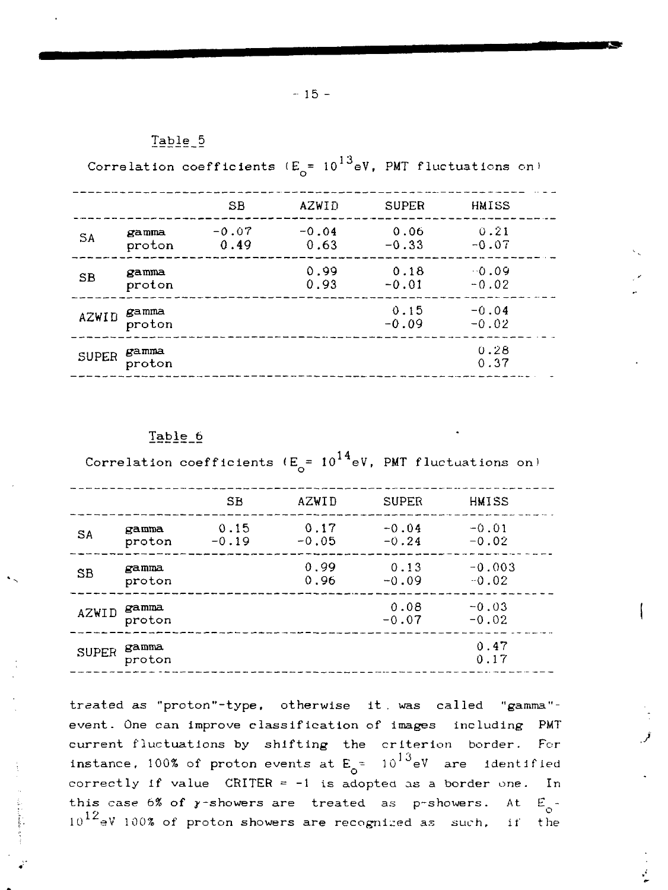Table 5

Correlation coefficients ($E_o = 10^{13}$eV, PMT fluctuations on)

| | | SB | AZWID | SUPER | HMISS |
|---|---|---|---|---|---|
| SA | gamma | -0.07 | -0.04 | 0.06 | 0.21 |
| | proton | 0.49 | 0.63 | -0.33 | -0.07 |
| SB | gamma | | 0.99 | 0.18 | -0.09 |
| | proton | | 0.93 | -0.01 | -0.02 |
| AZWID | gamma | | | 0.15 | -0.04 |
| | proton | | | -0.09 | -0.02 |
| SUPER | gamma | | | | 0.28 |
| | proton | | | | 0.37 |

Table 6

Correlation coefficients ($E_o = 10^{14}$eV, PMT fluctuations on)

| | | SB | AZWID | SUPER | HMISS |
|---|---|---|---|---|---|
| SA | gamma | 0.15 | 0.17 | -0.04 | -0.01 |
| | proton | -0.19 | -0.05 | -0.24 | -0.02 |
| SB | gamma | | 0.99 | 0.13 | -0.003 |
| | proton | | 0.96 | -0.09 | -0.02 |
| AZWID | gamma | | | 0.08 | -0.03 |
| | proton | | | -0.07 | -0.02 |
| SUPER | gamma | | | | 0.47 |
| | proton | | | | 0.17 |

treated as "proton"-type, otherwise it was called "gamma"-event. One can improve classification of images including PMT current fluctuations by shifting the criterion border. For instance, 100% of proton events at $E_o = 10^{13}$eV are identified correctly if value CRITER = -1 is adopted as a border one. In this case 6% of $\gamma$-showers are treated as p-showers. At $E_o = 10^{12}$eV 100% of proton showers are recognized as such, if the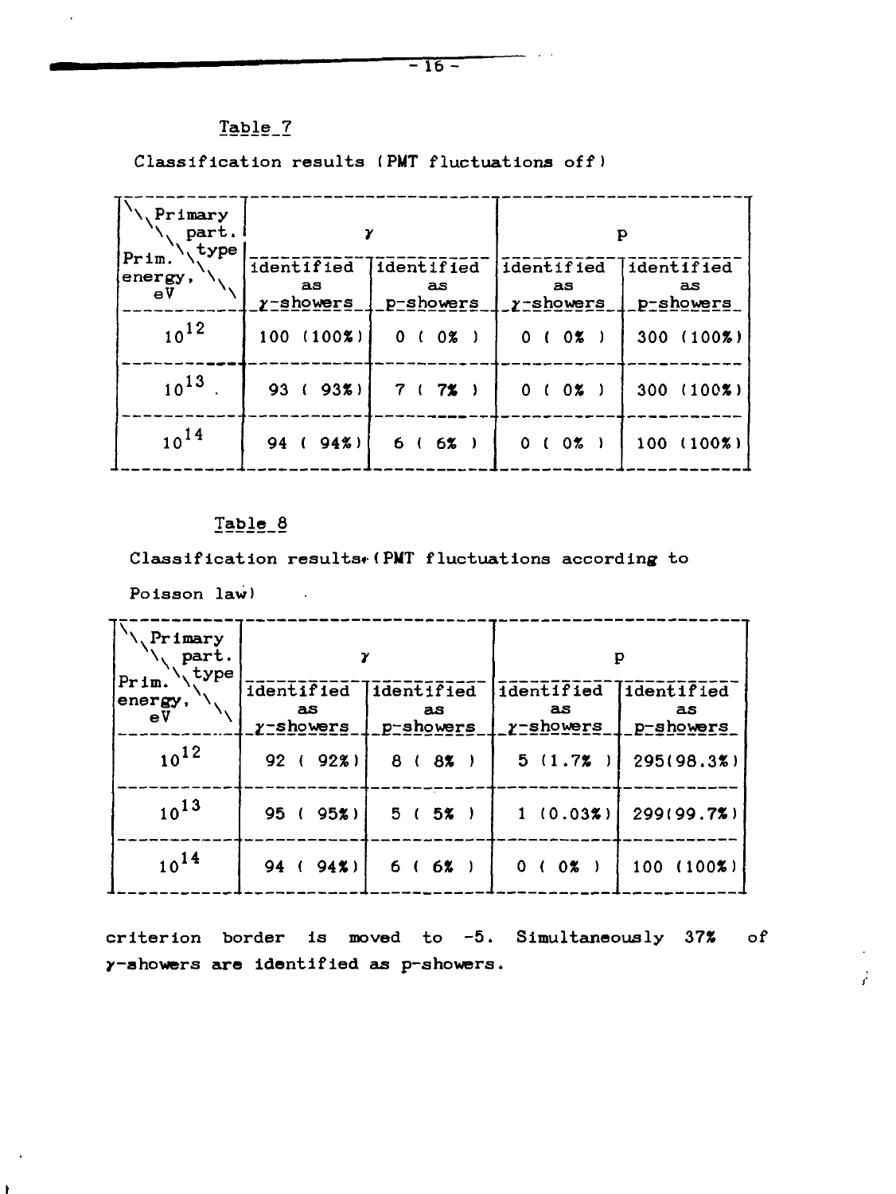Table 7

Classification results (PMT fluctuations off)

| Primary part. type / Prim. energy, eV | $\gamma$ | | p | |
|---|---|---|---|---|
| | identified as $\gamma$-showers | identified as p-showers | identified as $\gamma$-showers | identified as p-showers |
| $10^{12}$ | 100 (100%) | 0 ( 0% ) | 0 ( 0% ) | 300 (100%) |
| $10^{13}$ | 93 ( 93%) | 7 ( 7% ) | 0 ( 0% ) | 300 (100%) |
| $10^{14}$ | 94 ( 94%) | 6 ( 6% ) | 0 ( 0% ) | 100 (100%) |

Table 8

Classification results (PMT fluctuations according to Poisson law)

| Primary part. type / Prim. energy, eV | $\gamma$ | | p | |
|---|---|---|---|---|
| | identified as $\gamma$-showers | identified as p-showers | identified as $\gamma$-showers | identified as p-showers |
| $10^{12}$ | 92 ( 92%) | 8 ( 8% ) | 5 (1.7% ) | 295(98.3%) |
| $10^{13}$ | 95 ( 95%) | 5 ( 5% ) | 1 (0.03%) | 299(99.7%) |
| $10^{14}$ | 94 ( 94%) | 6 ( 6% ) | 0 ( 0% ) | 100 (100%) |

criterion border is moved to -5. Simultaneously 37% of $\gamma$-showers are identified as p-showers.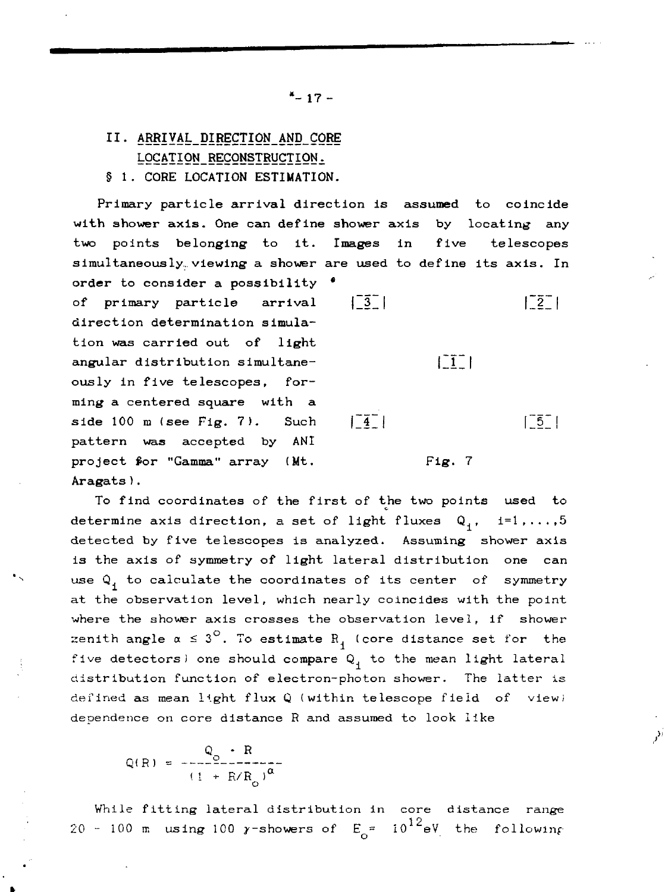## II. ARRIVAL DIRECTION AND CORE LOCATION RECONSTRUCTION.

### § 1. CORE LOCATION ESTIMATION.

Primary particle arrival direction is assumed to coincide with shower axis. One can define shower axis by locating any two points belonging to it. Images in five telescopes simultaneously viewing a shower are used to define its axis. In order to consider a possibility of primary particle arrival direction determination simulation was carried out of light angular distribution simultaneously in five telescopes, forming a centered square with a side 100 m (see Fig. 7). Such pattern was accepted by ANI project for "Gamma" array (Mt. Aragats).

```
|3|            |2|

       |1|

|4|            |5|
```

Fig. 7

To find coordinates of the first of the two points used to determine axis direction, a set of light fluxes $Q_i$, $i=1,\dots,5$ detected by five telescopes is analyzed. Assuming shower axis is the axis of symmetry of light lateral distribution one can use $Q_i$ to calculate the coordinates of its center of symmetry at the observation level, which nearly coincides with the point where the shower axis crosses the observation level, if shower zenith angle $\alpha \le 3^{\circ}$. To estimate $R_i$ (core distance set for the five detectors) one should compare $Q_i$ to the mean light lateral distribution function of electron-photon shower. The latter is defined as mean light flux Q (within telescope field of view) dependence on core distance R and assumed to look like

$$Q(R) = \frac{Q_o \cdot R}{(1 + R/R_o)^{\alpha}}$$

While fitting lateral distribution in core distance range 20 - 100 m using 100 $\gamma$-showers of $E_o = 10^{12}$eV the following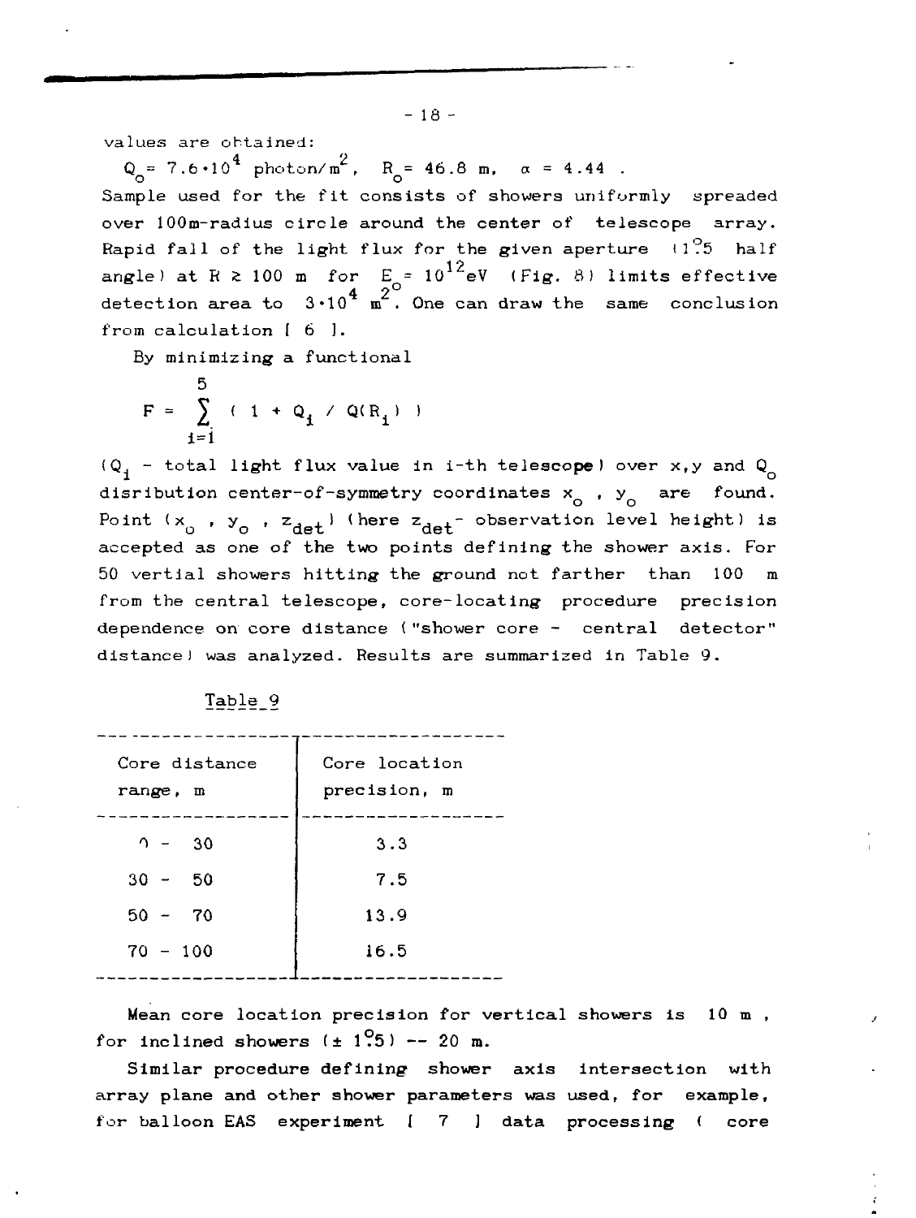values are obtained:

$Q_o = 7.6 \cdot 10^4$ photon/m$^2$, $R_o = 46.8$ m, $\alpha = 4.44$ .

Sample used for the fit consists of showers uniformly spreaded over 100m-radius circle around the center of telescope array. Rapid fall of the light flux for the given aperture ($1.^\circ5$ half angle) at $R \geq 100$ m for $E_o = 10^{12}$eV (Fig. 8) limits effective detection area to $3 \cdot 10^4$ m$^2$. One can draw the same conclusion from calculation [ 6 ].

By minimizing a functional

$$F = \sum_{i=1}^{5} ( 1 + Q_i / Q(R_i) )$$

($Q_i$ - total light flux value in i-th telescope) over x,y and $Q_o$ disribution center-of-symmetry coordinates $x_o$ , $y_o$ are found. Point ($x_o$ , $y_o$ , $z_{det}$) (here $z_{det}$- observation level height) is accepted as one of the two points defining the shower axis. For 50 vertial showers hitting the ground not farther than 100 m from the central telescope, core-locating procedure precision dependence on core distance ("shower core - central detector" distance) was analyzed. Results are summarized in Table 9.

Table 9

| Core distance range, m | Core location precision, m |
|---|---|
| 0 - 30 | 3.3 |
| 30 - 50 | 7.5 |
| 50 - 70 | 13.9 |
| 70 - 100 | 16.5 |

Mean core location precision for vertical showers is 10 m , for inclined showers ($\pm 1.^\circ5$) -- 20 m.

Similar procedure defining shower axis intersection with array plane and other shower parameters was used, for example, for balloon EAS experiment [ 7 ] data processing ( core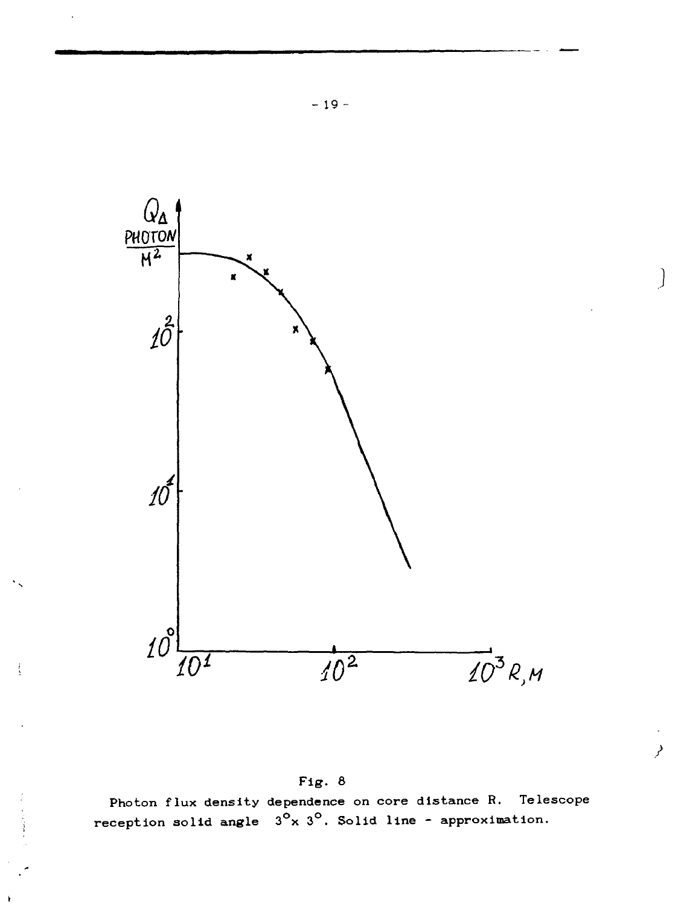Fig. 8

Photon flux density dependence on core distance R. Telescope reception solid angle $3^{\circ} \times 3^{\circ}$. Solid line - approximation.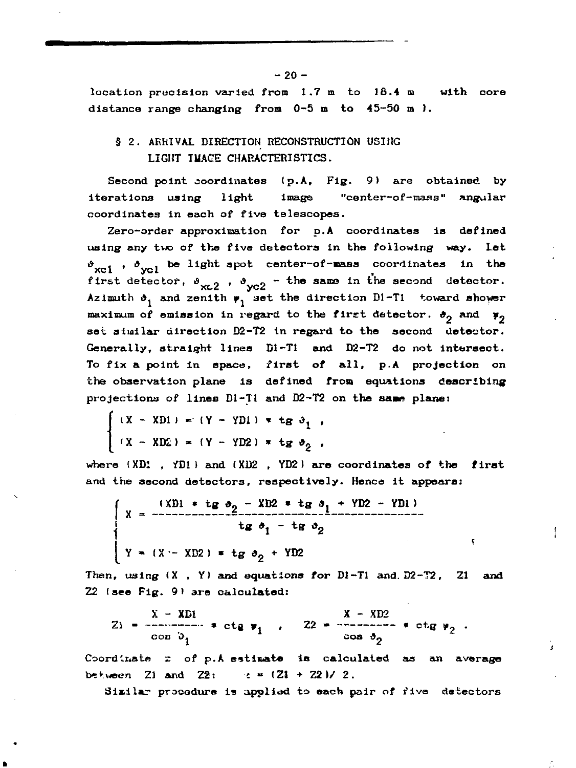location precision varied from 1.7 m to 18.4 m with core distance range changing from 0-5 m to 45-50 m ).

## § 2. ARRIVAL DIRECTION RECONSTRUCTION USING LIGHT IMAGE CHARACTERISTICS.

Second point coordinates (p.A, Fig. 9) are obtained by iterations using light image "center-of-mass" angular coordinates in each of five telescopes.

Zero-order approximation for p.A coordinates is defined using any two of the five detectors in the following way. Let $\vartheta_{xc1}$, $\vartheta_{yc1}$ be light spot center-of-mass coordinates in the first detector, $\vartheta_{xc2}$, $\vartheta_{yc2}$ - the same in the second detector. Azimuth $\vartheta_1$ and zenith $\psi_1$ set the direction D1-T1 toward shower maximum of emission in regard to the first detector. $\vartheta_2$ and $\psi_2$ set similar direction D2-T2 in regard to the second detector. Generally, straight lines D1-T1 and D2-T2 do not intersect. To fix a point in space, first of all, p.A projection on the observation plane is defined from equations describing projections of lines D1-T1 and D2-T2 on the same plane:

$$\begin{cases} (X - XD1) = (Y - YD1) * \mathrm{tg}\, \vartheta_1 , \\ (X - XD2) = (Y - YD2) * \mathrm{tg}\, \vartheta_2 , \end{cases}$$

where (XD1 , YD1) and (XD2 , YD2) are coordinates of the first and the second detectors, respectively. Hence it appears:

$$\begin{cases} X = \dfrac{(XD1 * \mathrm{tg}\, \vartheta_2 - XD2 * \mathrm{tg}\, \vartheta_1 + YD2 - YD1)}{\mathrm{tg}\, \vartheta_1 - \mathrm{tg}\, \vartheta_2} \\ Y = (X - XD2) * \mathrm{tg}\, \vartheta_2 + YD2 \end{cases}$$

Then, using (X , Y) and equations for D1-T1 and D2-T2, Z1 and Z2 (see Fig. 9) are calculated:

$$Z1 = \frac{X - XD1}{\cos \vartheta_1} * \mathrm{ctg}\, \psi_1 , \quad Z2 = \frac{X - XD2}{\cos \vartheta_2} * \mathrm{ctg}\, \psi_2 .$$

Coordinate z of p.A estimate is calculated as an average between Z1 and Z2: $z = (Z1 + Z2)/2$.

Similar procedure is applied to each pair of five detectors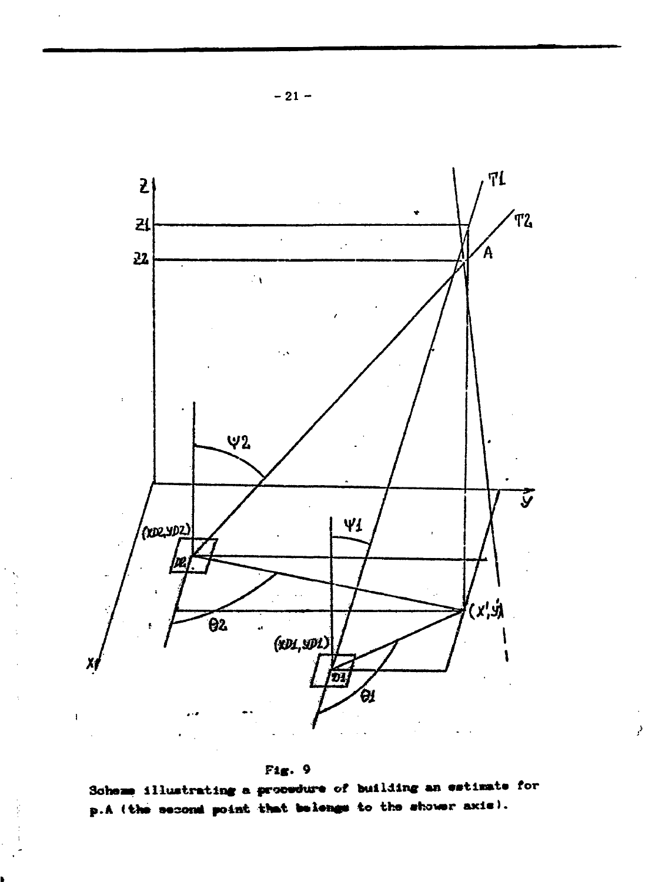Fig. 9

Scheme illustrating a procedure of building an estimate for p.A (the second point that belongs to the shower axis).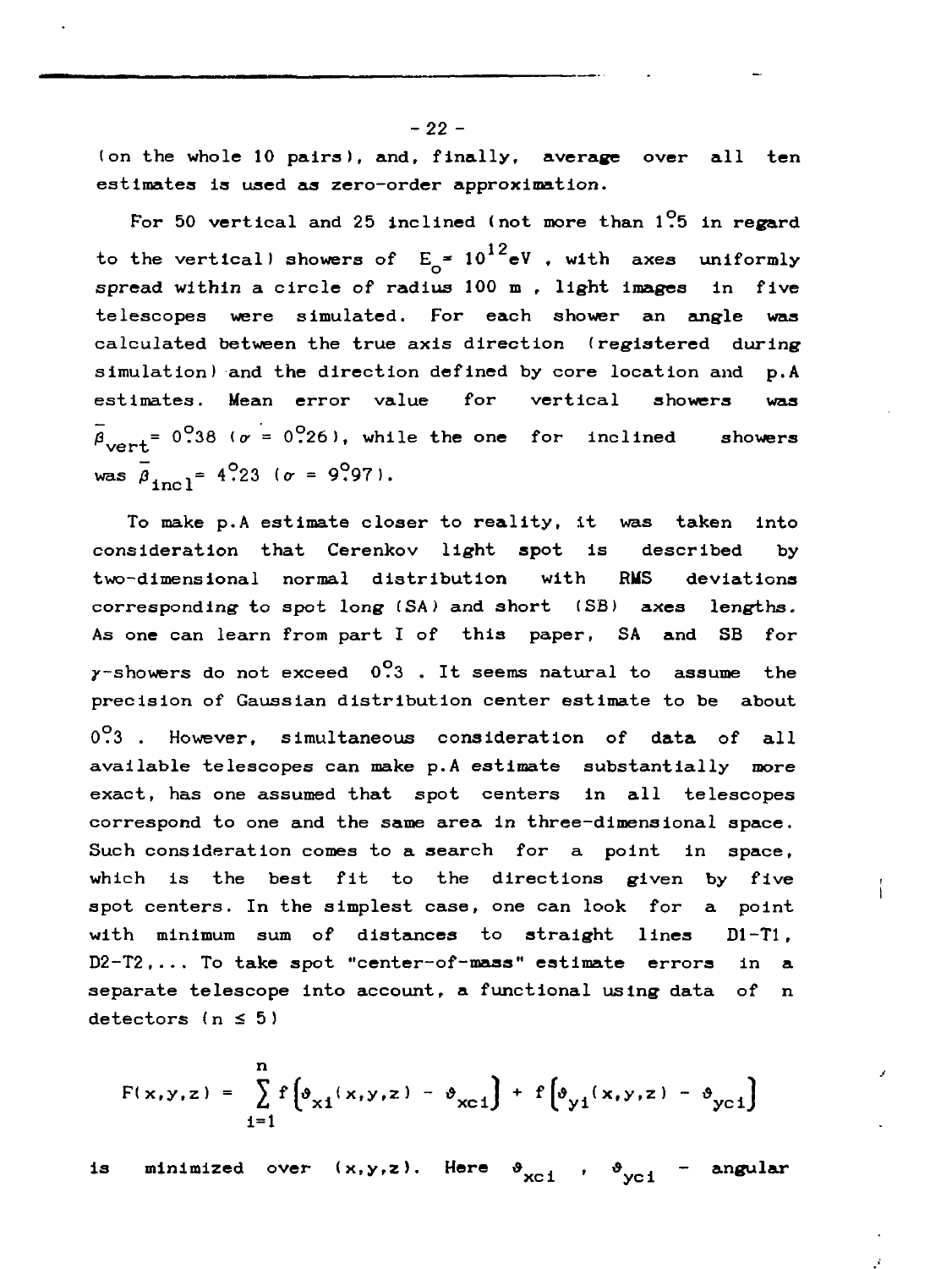(on the whole 10 pairs), and, finally, average over all ten estimates is used as zero-order approximation.

For 50 vertical and 25 inclined (not more than $1^\circ.5$ in regard to the vertical) showers of $E_o = 10^{12}$eV , with axes uniformly spread within a circle of radius 100 m , light images in five telescopes were simulated. For each shower an angle was calculated between the true axis direction (registered during simulation) and the direction defined by core location and p.A estimates. Mean error value for vertical showers was $\bar{\beta}_{vert} = 0^\circ.38$ ($\sigma = 0^\circ.26$), while the one for inclined showers was $\bar{\beta}_{incl} = 4^\circ.23$ ($\sigma = 9^\circ.97$).

To make p.A estimate closer to reality, it was taken into consideration that Cerenkov light spot is described by two-dimensional normal distribution with RMS deviations corresponding to spot long (SA) and short (SB) axes lengths. As one can learn from part I of this paper, SA and SB for $\gamma$-showers do not exceed $0^\circ.3$ . It seems natural to assume the precision of Gaussian distribution center estimate to be about $0^\circ.3$ . However, simultaneous consideration of data of all available telescopes can make p.A estimate substantially more exact, has one assumed that spot centers in all telescopes correspond to one and the same area in three-dimensional space. Such consideration comes to a search for a point in space, which is the best fit to the directions given by five spot centers. In the simplest case, one can look for a point with minimum sum of distances to straight lines D1-T1, D2-T2,... To take spot "center-of-mass" estimate errors in a separate telescope into account, a functional using data of n detectors ($n \le 5$)

$$F(x,y,z) = \sum_{i=1}^{n} f\left(\vartheta_{xi}(x,y,z) - \vartheta_{xci}\right) + f\left(\vartheta_{yi}(x,y,z) - \vartheta_{yci}\right)$$

is minimized over $(x,y,z)$. Here $\vartheta_{xci}$ , $\vartheta_{yci}$ - angular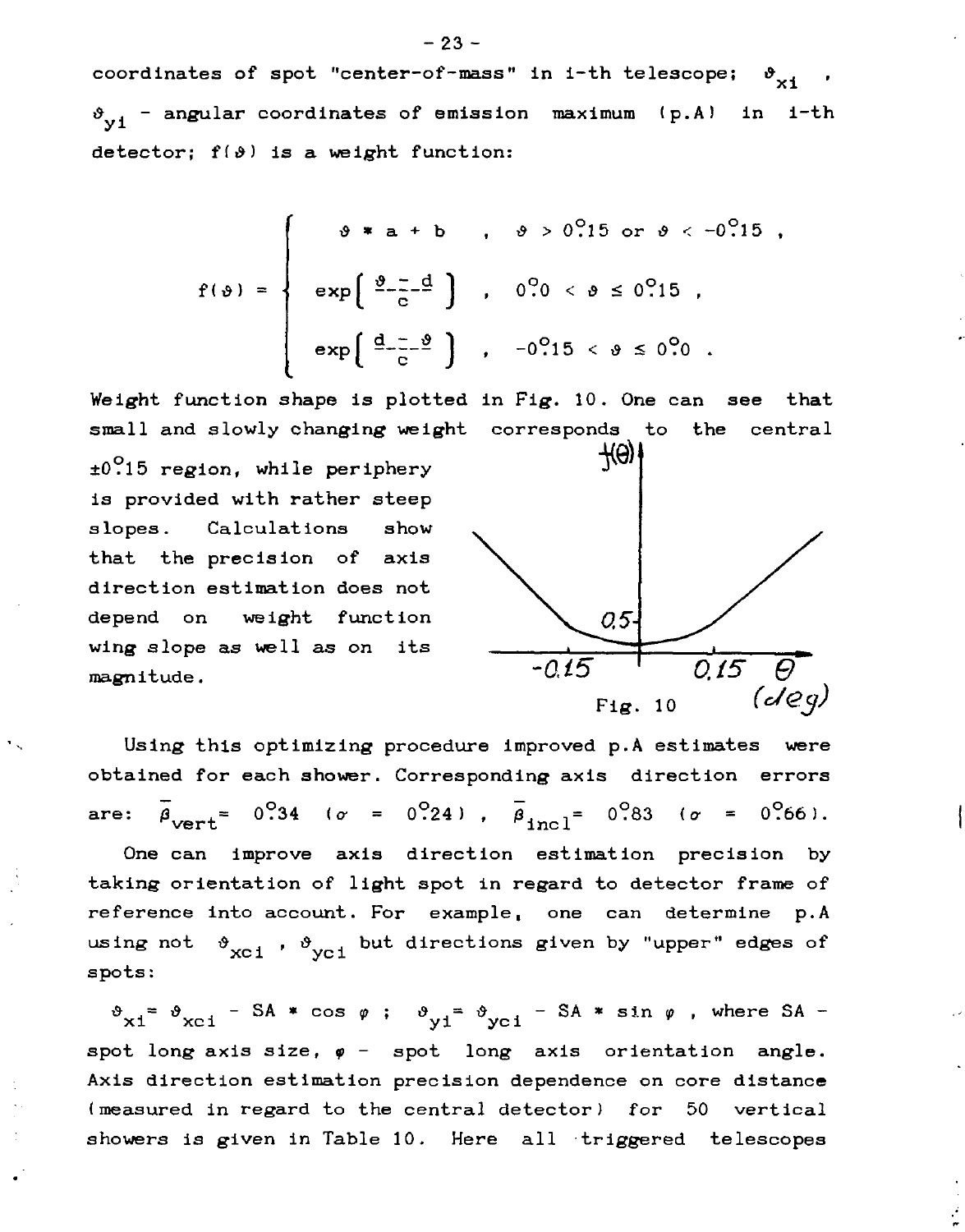coordinates of spot "center-of-mass" in i-th telescope; $\vartheta_{xi}$ , $\vartheta_{yi}$ - angular coordinates of emission maximum (p.A) in i-th detector; $f(\vartheta)$ is a weight function:

$$
f(\vartheta) = \begin{cases} \vartheta * a + b , & \vartheta > 0^\circ\!.15 \text{ or } \vartheta < -0^\circ\!.15 , \\ \exp\left[ \dfrac{\vartheta - d}{c} \right] , & 0^\circ\!.0 < \vartheta \le 0^\circ\!.15 , \\ \exp\left[ \dfrac{d - \vartheta}{c} \right] , & -0^\circ\!.15 < \vartheta \le 0^\circ\!.0 . \end{cases}
$$

Weight function shape is plotted in Fig. 10. One can see that small and slowly changing weight corresponds to the central $\pm 0^\circ\!.15$ region, while periphery is provided with rather steep slopes. Calculations show that the precision of axis direction estimation does not depend on weight function wing slope as well as on its magnitude.

Fig. 10

Using this optimizing procedure improved p.A estimates were obtained for each shower. Corresponding axis direction errors are: $\bar{\beta}_{vert} = 0^\circ\!.34$ ($\sigma = 0^\circ\!.24$) , $\bar{\beta}_{incl} = 0^\circ\!.83$ ($\sigma = 0^\circ\!.66$).

One can improve axis direction estimation precision by taking orientation of light spot in regard to detector frame of reference into account. For example, one can determine p.A using not $\vartheta_{xci}$ , $\vartheta_{yci}$ but directions given by "upper" edges of spots:

$\vartheta_{xi} = \vartheta_{xci} - SA * \cos \varphi$ ; $\vartheta_{yi} = \vartheta_{yci} - SA * \sin \varphi$ , where SA - spot long axis size, $\varphi$ - spot long axis orientation angle. Axis direction estimation precision dependence on core distance (measured in regard to the central detector) for 50 vertical showers is given in Table 10. Here all triggered telescopes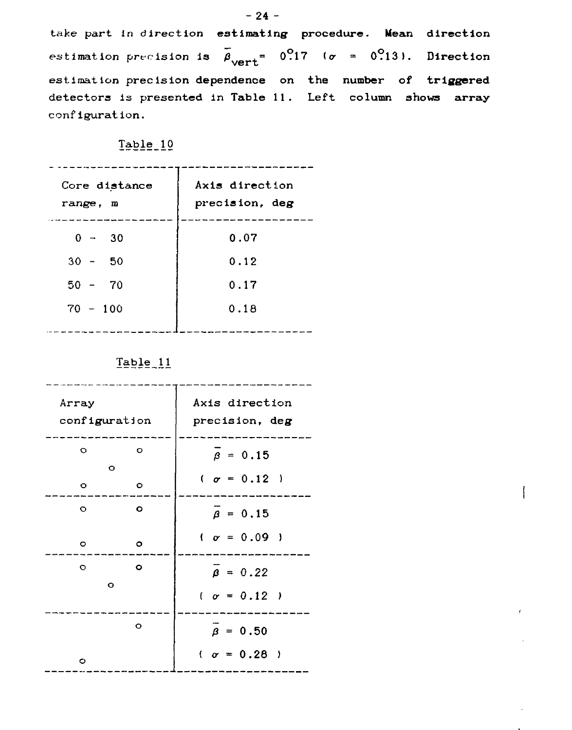take part in direction **estimating** procedure. **Mean direction** estimation precision is $\bar{\beta}_{vert} = 0.17°$ ($\sigma = 0.13°$). Direction estimation precision dependence on the number of **triggered** detectors is presented in **Table** 11. Left column shows array configuration.

Table 10

| Core distance range, m | Axis direction precision, deg |
|---|---|
| 0 - 30 | 0.07 |
| 30 - 50 | 0.12 |
| 50 - 70 | 0.17 |
| 70 - 100 | 0.18 |

Table 11

| Array configuration | Axis direction precision, deg |
|---|---|
| o o / o / o o | $\bar{\beta}$ = 0.15 ( $\sigma$ = 0.12 ) |
| o o / o o | $\bar{\beta}$ = 0.15 ( $\sigma$ = 0.09 ) |
| o o / o | $\bar{\beta}$ = 0.22 ( $\sigma$ = 0.12 ) |
| o / o | $\bar{\beta}$ = 0.50 ( $\sigma$ = 0.28 ) |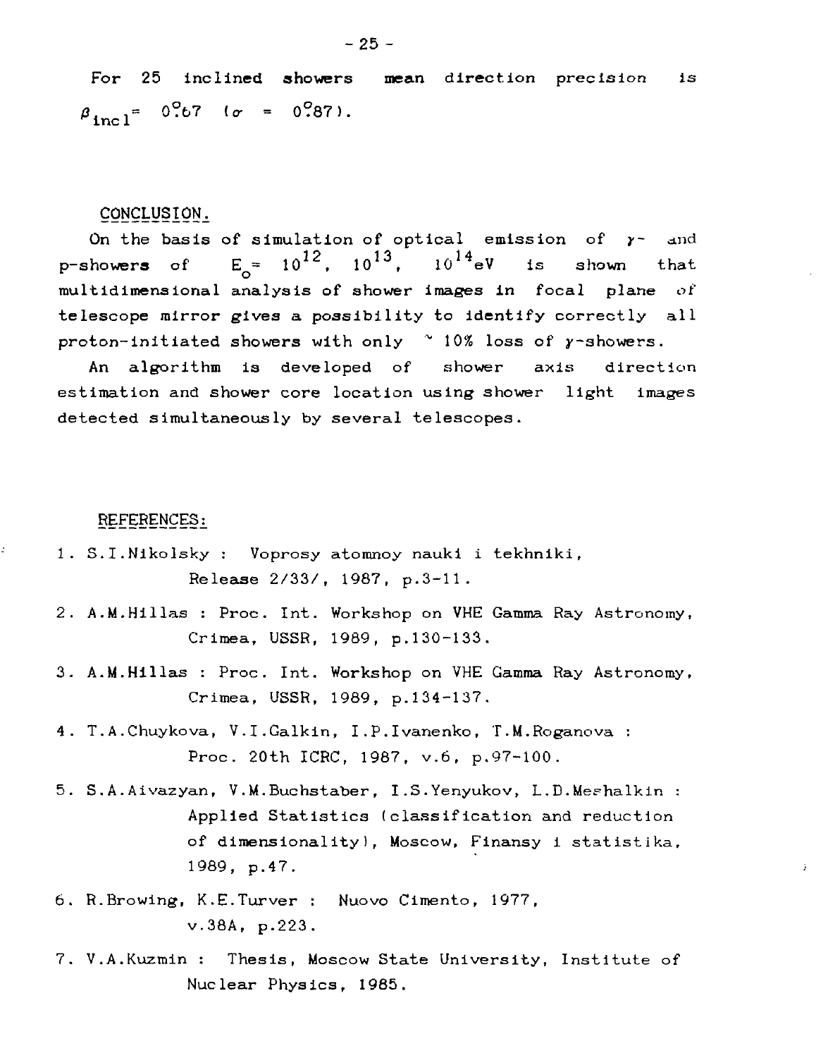For 25 inclined showers mean direction precision is $\beta_{incl} = 0^{\circ}.67$ ($\sigma = 0^{\circ}.87$).

## CONCLUSION.

On the basis of simulation of optical emission of $\gamma$- and p-showers of $E_o = 10^{12}$, $10^{13}$, $10^{14}$eV is shown that multidimensional analysis of shower images in focal plane of telescope mirror gives a possibility to identify correctly all proton-initiated showers with only ~ 10% loss of $\gamma$-showers.

An algorithm is developed of shower axis direction estimation and shower core location using shower light images detected simultaneously by several telescopes.

## REFERENCES:

1. S.I.Nikolsky : Voprosy atomnoy nauki i tekhniki, Release 2/33/, 1987, p.3-11.
2. A.M.Hillas : Proc. Int. Workshop on VHE Gamma Ray Astronomy, Crimea, USSR, 1989, p.130-133.
3. A.M.Hillas : Proc. Int. Workshop on VHE Gamma Ray Astronomy, Crimea, USSR, 1989, p.134-137.
4. T.A.Chuykova, V.I.Galkin, I.P.Ivanenko, T.M.Roganova : Proc. 20th ICRC, 1987, v.6, p.97-100.
5. S.A.Aivazyan, V.M.Buchstaber, I.S.Yenyukov, L.D.Meshalkin : Applied Statistics (classification and reduction of dimensionality), Moscow, Finansy i statistika, 1989, p.47.
6. R.Browing, K.E.Turver : Nuovo Cimento, 1977, v.38A, p.223.
7. V.A.Kuzmin : Thesis, Moscow State University, Institute of Nuclear Physics, 1985.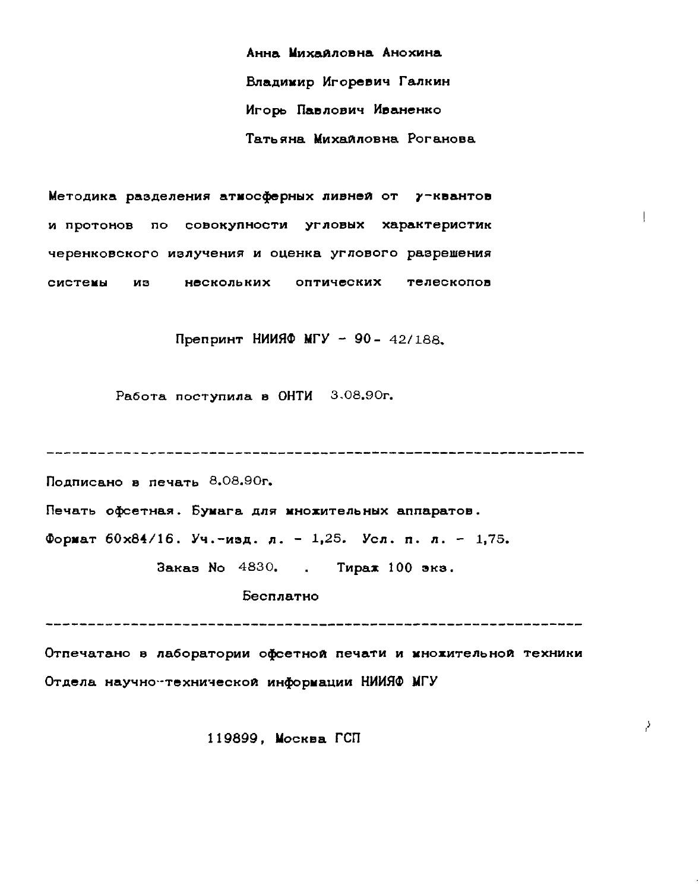Анна Михайловна Анохина

Владимир Игоревич Галкин

Игорь Павлович Иваненко

Татьяна Михайловна Роганова

Методика разделения атмосферных ливней от $\gamma$-квантов и протонов по совокупности угловых характеристик черенковского излучения и оценка углового разрешения системы из нескольких оптических телескопов

Препринт НИИЯФ МГУ - 90- 42/188.

Работа поступила в ОНТИ 3.08.90г.

---

Подписано в печать 8.08.90г.

Печать офсетная. Бумага для множительных аппаратов.

Формат 60x84/16. Уч.-изд. л. - 1,25. Усл. п. л. - 1,75.

Заказ No 4830. . Тираж 100 экз.

Бесплатно

---

Отпечатано в лаборатории офсетной печати и множительной техники

Отдела научно-технической информации НИИЯФ МГУ

119899, Москва ГСП